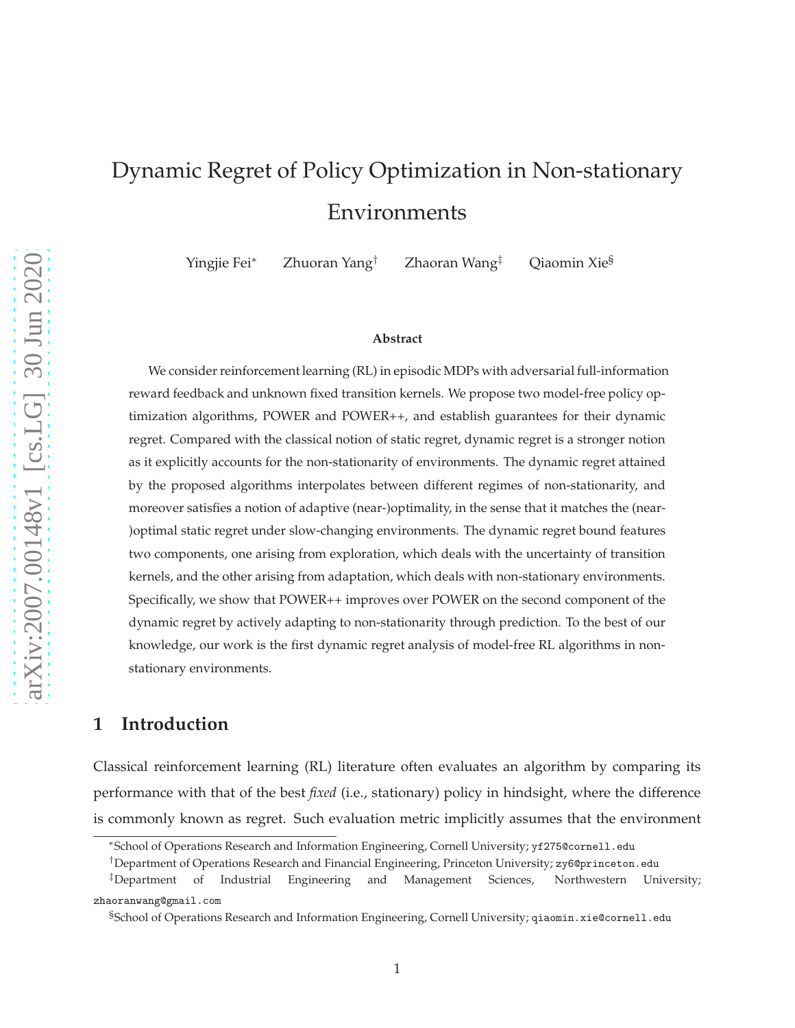# Dynamic Regret of Policy Optimization in Non-stationary Environments

Yingjie Fei[*] Zhuoran Yang[†] Zhaoran Wang[‡] Qiaomin Xie[§]

### Abstract

We consider reinforcement learning (RL) in episodic MDPs with adversarial full-information reward feedback and unknown fixed transition kernels. We propose two model-free policy optimization algorithms, POWER and POWER++, and establish guarantees for their dynamic regret. Compared with the classical notion of static regret, dynamic regret is a stronger notion as it explicitly accounts for the non-stationarity of environments. The dynamic regret attained by the proposed algorithms interpolates between different regimes of non-stationarity, and moreover satisfies a notion of adaptive (near-)optimality, in the sense that it matches the (near-)optimal static regret under slow-changing environments. The dynamic regret bound features two components, one arising from exploration, which deals with the uncertainty of transition kernels, and the other arising from adaptation, which deals with non-stationary environments. Specifically, we show that POWER++ improves over POWER on the second component of the dynamic regret by actively adapting to non-stationarity through prediction. To the best of our knowledge, our work is the first dynamic regret analysis of model-free RL algorithms in non-stationary environments.

## 1 Introduction

Classical reinforcement learning (RL) literature often evaluates an algorithm by comparing its performance with that of the best *fixed* (i.e., stationary) policy in hindsight, where the difference is commonly known as regret. Such evaluation metric implicitly assumes that the environment

[*] School of Operations Research and Information Engineering, Cornell University; yf275@cornell.edu

[†] Department of Operations Research and Financial Engineering, Princeton University; zy6@princeton.edu

[‡] Department of Industrial Engineering and Management Sciences, Northwestern University; zhaoranwang@gmail.com

[§] School of Operations Research and Information Engineering, Cornell University; qiaomin.xie@cornell.edu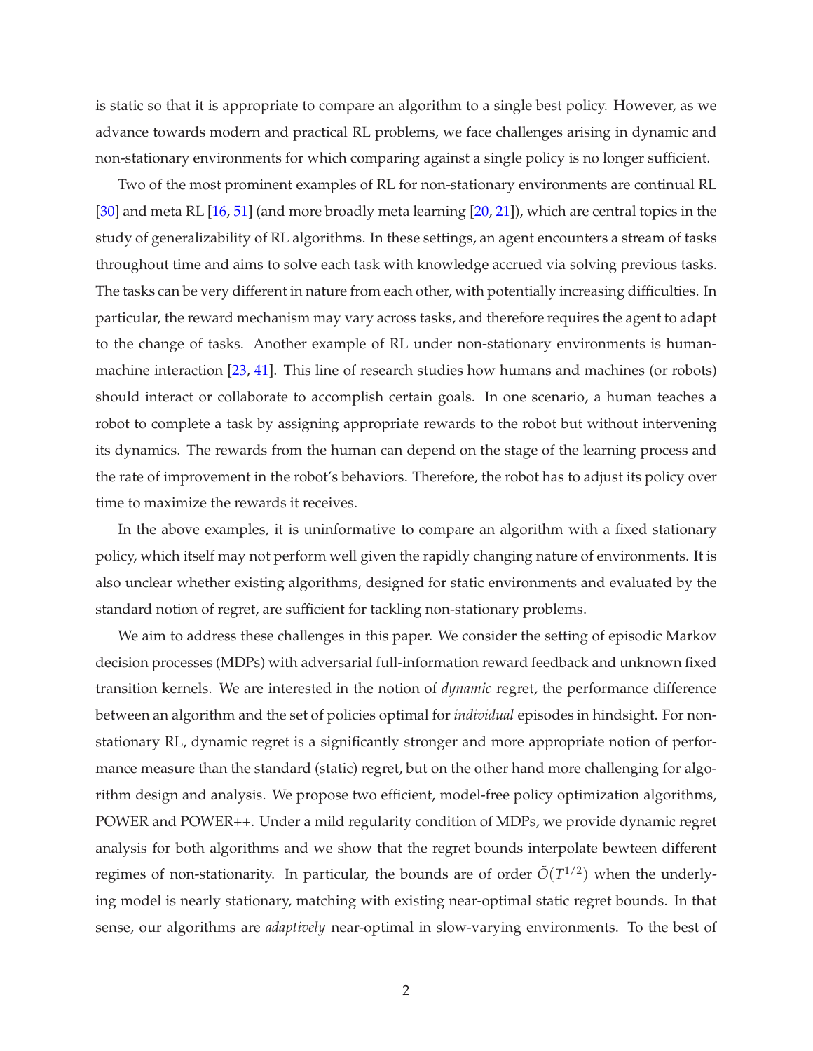is static so that it is appropriate to compare an algorithm to a single best policy. However, as we advance towards modern and practical RL problems, we face challenges arising in dynamic and non-stationary environments for which comparing against a single policy is no longer sufficient.

Two of the most prominent examples of RL for non-stationary environments are continual RL [30] and meta RL [16, 51] (and more broadly meta learning [20, 21]), which are central topics in the study of generalizability of RL algorithms. In these settings, an agent encounters a stream of tasks throughout time and aims to solve each task with knowledge accrued via solving previous tasks. The tasks can be very different in nature from each other, with potentially increasing difficulties. In particular, the reward mechanism may vary across tasks, and therefore requires the agent to adapt to the change of tasks. Another example of RL under non-stationary environments is human-machine interaction [23, 41]. This line of research studies how humans and machines (or robots) should interact or collaborate to accomplish certain goals. In one scenario, a human teaches a robot to complete a task by assigning appropriate rewards to the robot but without intervening its dynamics. The rewards from the human can depend on the stage of the learning process and the rate of improvement in the robot's behaviors. Therefore, the robot has to adjust its policy over time to maximize the rewards it receives.

In the above examples, it is uninformative to compare an algorithm with a fixed stationary policy, which itself may not perform well given the rapidly changing nature of environments. It is also unclear whether existing algorithms, designed for static environments and evaluated by the standard notion of regret, are sufficient for tackling non-stationary problems.

We aim to address these challenges in this paper. We consider the setting of episodic Markov decision processes (MDPs) with adversarial full-information reward feedback and unknown fixed transition kernels. We are interested in the notion of *dynamic* regret, the performance difference between an algorithm and the set of policies optimal for *individual* episodes in hindsight. For non-stationary RL, dynamic regret is a significantly stronger and more appropriate notion of performance measure than the standard (static) regret, but on the other hand more challenging for algorithm design and analysis. We propose two efficient, model-free policy optimization algorithms, POWER and POWER++. Under a mild regularity condition of MDPs, we provide dynamic regret analysis for both algorithms and we show that the regret bounds interpolate bewteen different regimes of non-stationarity. In particular, the bounds are of order $\tilde{O}(T^{1/2})$ when the underlying model is nearly stationary, matching with existing near-optimal static regret bounds. In that sense, our algorithms are *adaptively* near-optimal in slow-varying environments. To the best of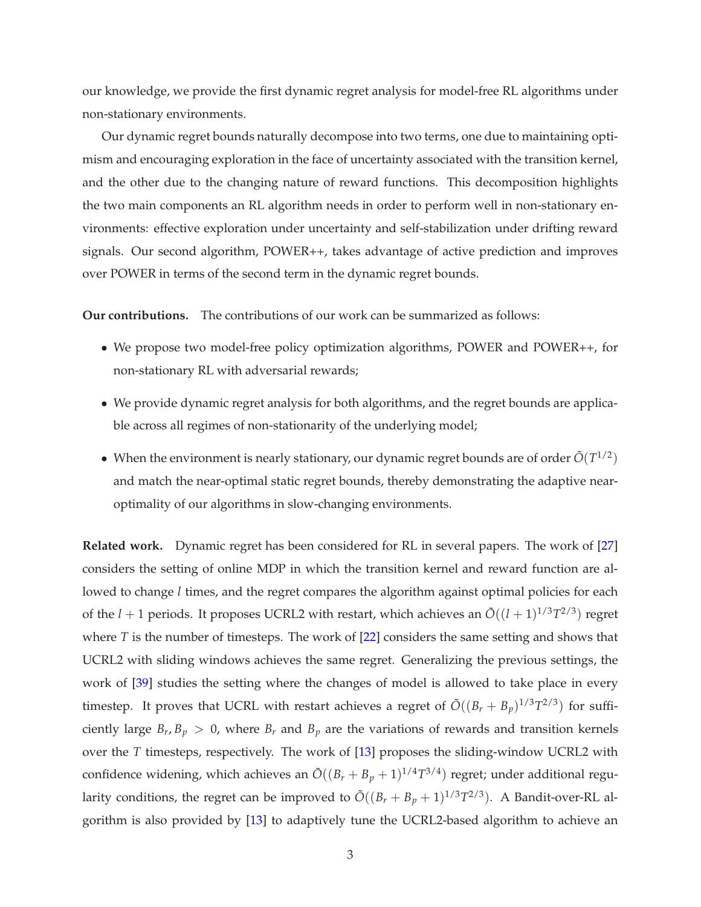our knowledge, we provide the first dynamic regret analysis for model-free RL algorithms under non-stationary environments.

Our dynamic regret bounds naturally decompose into two terms, one due to maintaining optimism and encouraging exploration in the face of uncertainty associated with the transition kernel, and the other due to the changing nature of reward functions. This decomposition highlights the two main components an RL algorithm needs in order to perform well in non-stationary environments: effective exploration under uncertainty and self-stabilization under drifting reward signals. Our second algorithm, POWER++, takes advantage of active prediction and improves over POWER in terms of the second term in the dynamic regret bounds.

**Our contributions.** The contributions of our work can be summarized as follows:

- We propose two model-free policy optimization algorithms, POWER and POWER++, for non-stationary RL with adversarial rewards;
- We provide dynamic regret analysis for both algorithms, and the regret bounds are applicable across all regimes of non-stationarity of the underlying model;
- When the environment is nearly stationary, our dynamic regret bounds are of order $\tilde{O}(T^{1/2})$ and match the near-optimal static regret bounds, thereby demonstrating the adaptive near-optimality of our algorithms in slow-changing environments.

**Related work.** Dynamic regret has been considered for RL in several papers. The work of [27] considers the setting of online MDP in which the transition kernel and reward function are allowed to change $l$ times, and the regret compares the algorithm against optimal policies for each of the $l+1$ periods. It proposes UCRL2 with restart, which achieves an $\tilde{O}((l+1)^{1/3}T^{2/3})$ regret where $T$ is the number of timesteps. The work of [22] considers the same setting and shows that UCRL2 with sliding windows achieves the same regret. Generalizing the previous settings, the work of [39] studies the setting where the changes of model is allowed to take place in every timestep. It proves that UCRL with restart achieves a regret of $\tilde{O}((B_r + B_p)^{1/3}T^{2/3})$ for sufficiently large $B_r, B_p > 0$, where $B_r$ and $B_p$ are the variations of rewards and transition kernels over the $T$ timesteps, respectively. The work of [13] proposes the sliding-window UCRL2 with confidence widening, which achieves an $\tilde{O}((B_r + B_p + 1)^{1/4}T^{3/4})$ regret; under additional regularity conditions, the regret can be improved to $\tilde{O}((B_r + B_p + 1)^{1/3}T^{2/3})$. A Bandit-over-RL algorithm is also provided by [13] to adaptively tune the UCRL2-based algorithm to achieve an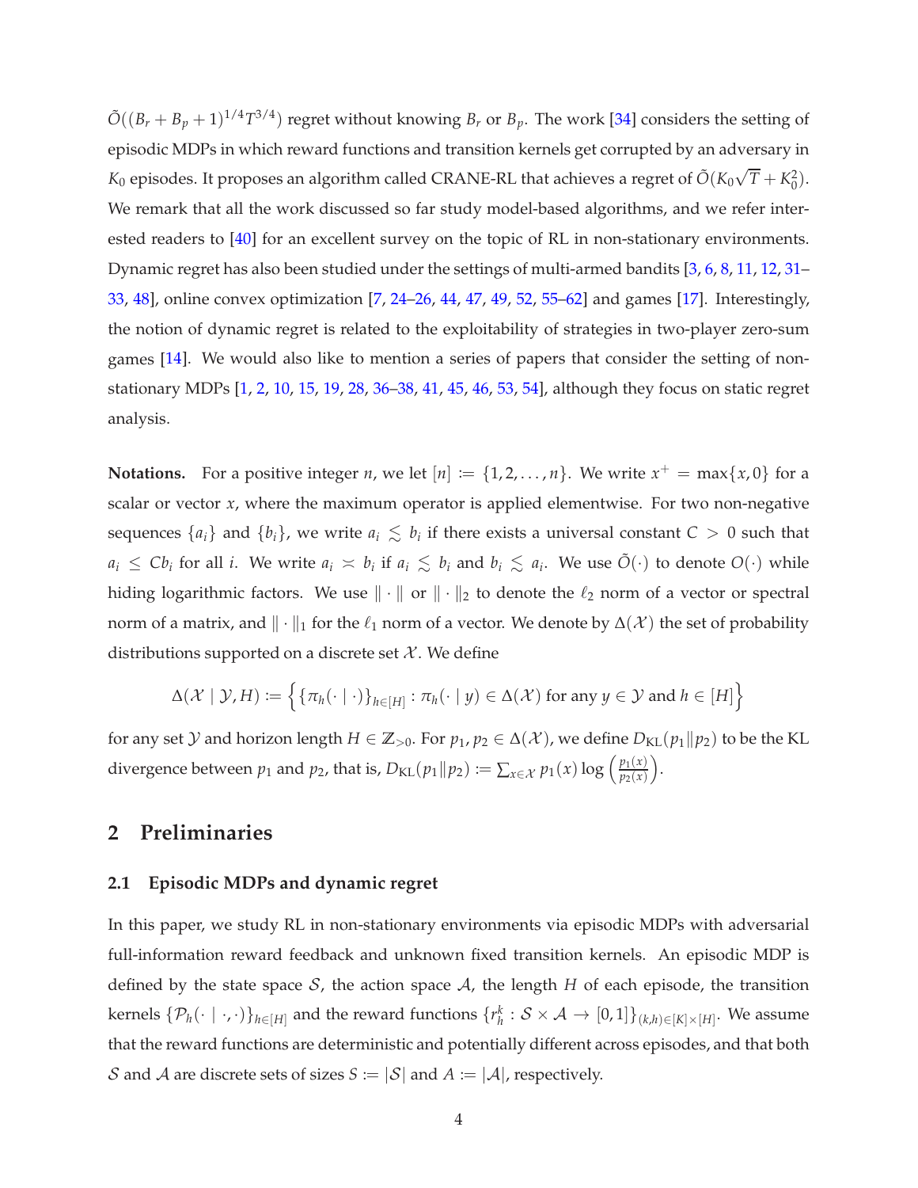$\tilde{O}((B_r + B_p + 1)^{1/4} T^{3/4})$ regret without knowing $B_r$ or $B_p$. The work [34] considers the setting of episodic MDPs in which reward functions and transition kernels get corrupted by an adversary in $K_0$ episodes. It proposes an algorithm called CRANE-RL that achieves a regret of $\tilde{O}(K_0\sqrt{T} + K_0^2)$. We remark that all the work discussed so far study model-based algorithms, and we refer interested readers to [40] for an excellent survey on the topic of RL in non-stationary environments. Dynamic regret has also been studied under the settings of multi-armed bandits [3, 6, 8, 11, 12, 31–33, 48], online convex optimization [7, 24–26, 44, 47, 49, 52, 55–62] and games [17]. Interestingly, the notion of dynamic regret is related to the exploitability of strategies in two-player zero-sum games [14]. We would also like to mention a series of papers that consider the setting of non-stationary MDPs [1, 2, 10, 15, 19, 28, 36–38, 41, 45, 46, 53, 54], although they focus on static regret analysis.

**Notations.** For a positive integer $n$, we let $[n] := \{1, 2, \ldots, n\}$. We write $x^+ = \max\{x, 0\}$ for a scalar or vector $x$, where the maximum operator is applied elementwise. For two non-negative sequences $\{a_i\}$ and $\{b_i\}$, we write $a_i \lesssim b_i$ if there exists a universal constant $C > 0$ such that $a_i \le C b_i$ for all $i$. We write $a_i \asymp b_i$ if $a_i \lesssim b_i$ and $b_i \lesssim a_i$. We use $\tilde{O}(\cdot)$ to denote $O(\cdot)$ while hiding logarithmic factors. We use $\|\cdot\|$ or $\|\cdot\|_2$ to denote the $\ell_2$ norm of a vector or spectral norm of a matrix, and $\|\cdot\|_1$ for the $\ell_1$ norm of a vector. We denote by $\Delta(\mathcal{X})$ the set of probability distributions supported on a discrete set $\mathcal{X}$. We define

$$\Delta(\mathcal{X} \mid \mathcal{Y}, H) := \left\{ \{\pi_h(\cdot \mid \cdot)\}_{h \in [H]} : \pi_h(\cdot \mid y) \in \Delta(\mathcal{X}) \text{ for any } y \in \mathcal{Y} \text{ and } h \in [H] \right\}$$

for any set $\mathcal{Y}$ and horizon length $H \in \mathbb{Z}_{>0}$. For $p_1, p_2 \in \Delta(\mathcal{X})$, we define $D_{\mathrm{KL}}(p_1 \| p_2)$ to be the KL divergence between $p_1$ and $p_2$, that is, $D_{\mathrm{KL}}(p_1 \| p_2) := \sum_{x \in \mathcal{X}} p_1(x) \log\left(\frac{p_1(x)}{p_2(x)}\right)$.

## 2 Preliminaries

### 2.1 Episodic MDPs and dynamic regret

In this paper, we study RL in non-stationary environments via episodic MDPs with adversarial full-information reward feedback and unknown fixed transition kernels. An episodic MDP is defined by the state space $\mathcal{S}$, the action space $\mathcal{A}$, the length $H$ of each episode, the transition kernels $\{\mathcal{P}_h(\cdot \mid \cdot, \cdot)\}_{h \in [H]}$ and the reward functions $\{r_h^k : \mathcal{S} \times \mathcal{A} \to [0, 1]\}_{(k,h) \in [K] \times [H]}$. We assume that the reward functions are deterministic and potentially different across episodes, and that both $\mathcal{S}$ and $\mathcal{A}$ are discrete sets of sizes $S := |\mathcal{S}|$ and $A := |\mathcal{A}|$, respectively.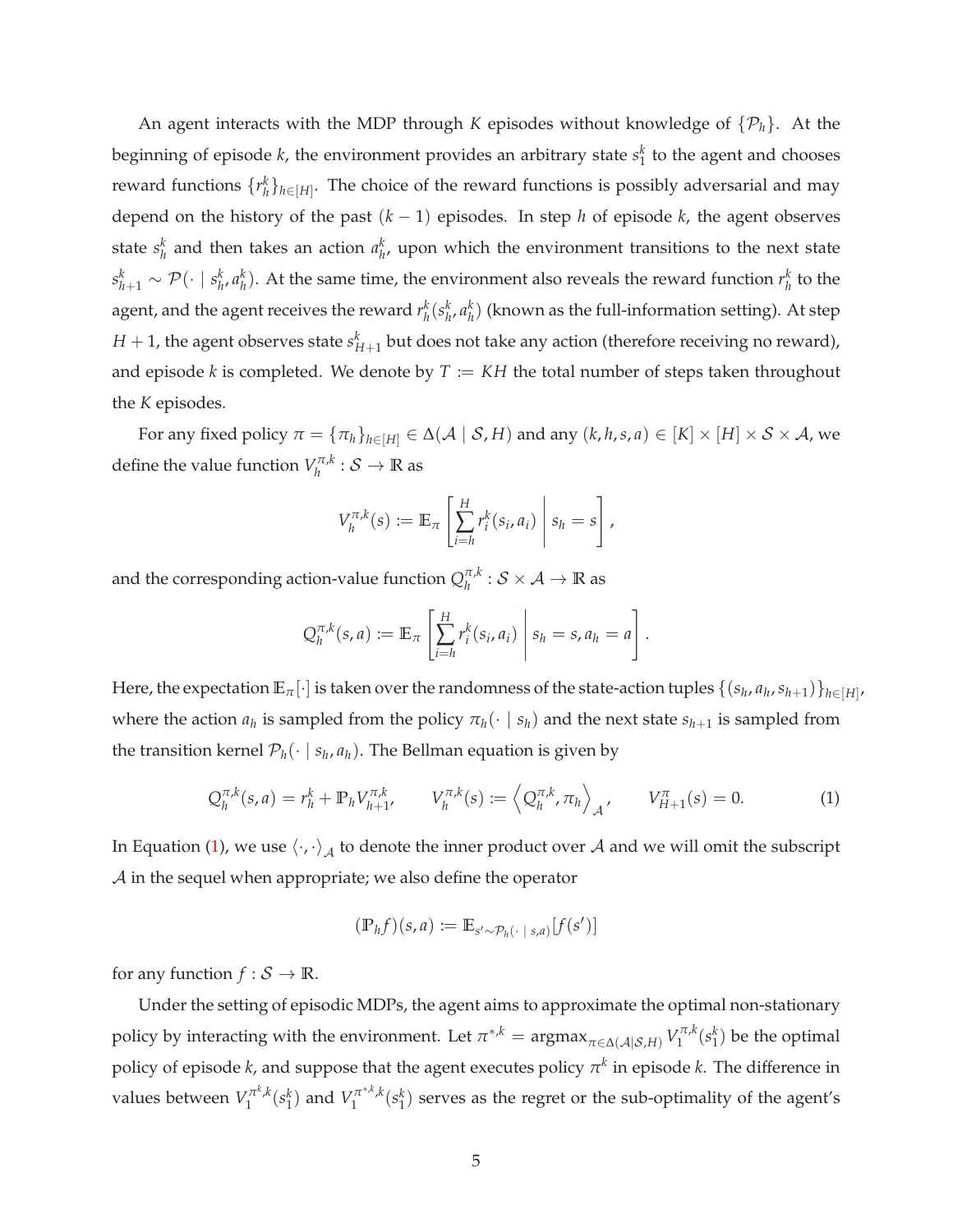An agent interacts with the MDP through $K$ episodes without knowledge of $\{\mathcal{P}_h\}$. At the beginning of episode $k$, the environment provides an arbitrary state $s_1^k$ to the agent and chooses reward functions $\{r_h^k\}_{h\in[H]}$. The choice of the reward functions is possibly adversarial and may depend on the history of the past $(k-1)$ episodes. In step $h$ of episode $k$, the agent observes state $s_h^k$ and then takes an action $a_h^k$, upon which the environment transitions to the next state $s_{h+1}^k \sim \mathcal{P}(\cdot \mid s_h^k, a_h^k)$. At the same time, the environment also reveals the reward function $r_h^k$ to the agent, and the agent receives the reward $r_h^k(s_h^k, a_h^k)$ (known as the full-information setting). At step $H+1$, the agent observes state $s_{H+1}^k$ but does not take any action (therefore receiving no reward), and episode $k$ is completed. We denote by $T := KH$ the total number of steps taken throughout the $K$ episodes.

For any fixed policy $\pi = \{\pi_h\}_{h\in[H]} \in \Delta(\mathcal{A} \mid \mathcal{S}, H)$ and any $(k, h, s, a) \in [K] \times [H] \times \mathcal{S} \times \mathcal{A}$, we define the value function $V_h^{\pi,k} : \mathcal{S} \to \mathbb{R}$ as

$$V_h^{\pi,k}(s) := \mathbb{E}_\pi \left[ \sum_{i=h}^{H} r_i^k(s_i, a_i) \,\middle|\, s_h = s \right],$$

and the corresponding action-value function $Q_h^{\pi,k} : \mathcal{S} \times \mathcal{A} \to \mathbb{R}$ as

$$Q_h^{\pi,k}(s,a) := \mathbb{E}_\pi \left[ \sum_{i=h}^{H} r_i^k(s_i, a_i) \,\middle|\, s_h = s, a_h = a \right].$$

Here, the expectation $\mathbb{E}_\pi[\cdot]$ is taken over the randomness of the state-action tuples $\{(s_h, a_h, s_{h+1})\}_{h\in[H]}$, where the action $a_h$ is sampled from the policy $\pi_h(\cdot \mid s_h)$ and the next state $s_{h+1}$ is sampled from the transition kernel $\mathcal{P}_h(\cdot \mid s_h, a_h)$. The Bellman equation is given by

$$Q_h^{\pi,k}(s,a) = r_h^k + \mathbb{P}_h V_{h+1}^{\pi,k}, \qquad V_h^{\pi,k}(s) := \left\langle Q_h^{\pi,k}, \pi_h \right\rangle_{\mathcal{A}}, \qquad V_{H+1}^{\pi}(s) = 0. \tag{1}$$

In Equation (1), we use $\langle \cdot, \cdot \rangle_{\mathcal{A}}$ to denote the inner product over $\mathcal{A}$ and we will omit the subscript $\mathcal{A}$ in the sequel when appropriate; we also define the operator

$$(\mathbb{P}_h f)(s,a) := \mathbb{E}_{s' \sim \mathcal{P}_h(\cdot \mid s,a)}[f(s')]$$

for any function $f : \mathcal{S} \to \mathbb{R}$.

Under the setting of episodic MDPs, the agent aims to approximate the optimal non-stationary policy by interacting with the environment. Let $\pi^{*,k} = \operatorname{argmax}_{\pi \in \Delta(\mathcal{A}|\mathcal{S},H)} V_1^{\pi,k}(s_1^k)$ be the optimal policy of episode $k$, and suppose that the agent executes policy $\pi^k$ in episode $k$. The difference in values between $V_1^{\pi^k,k}(s_1^k)$ and $V_1^{\pi^{*,k},k}(s_1^k)$ serves as the regret or the sub-optimality of the agent's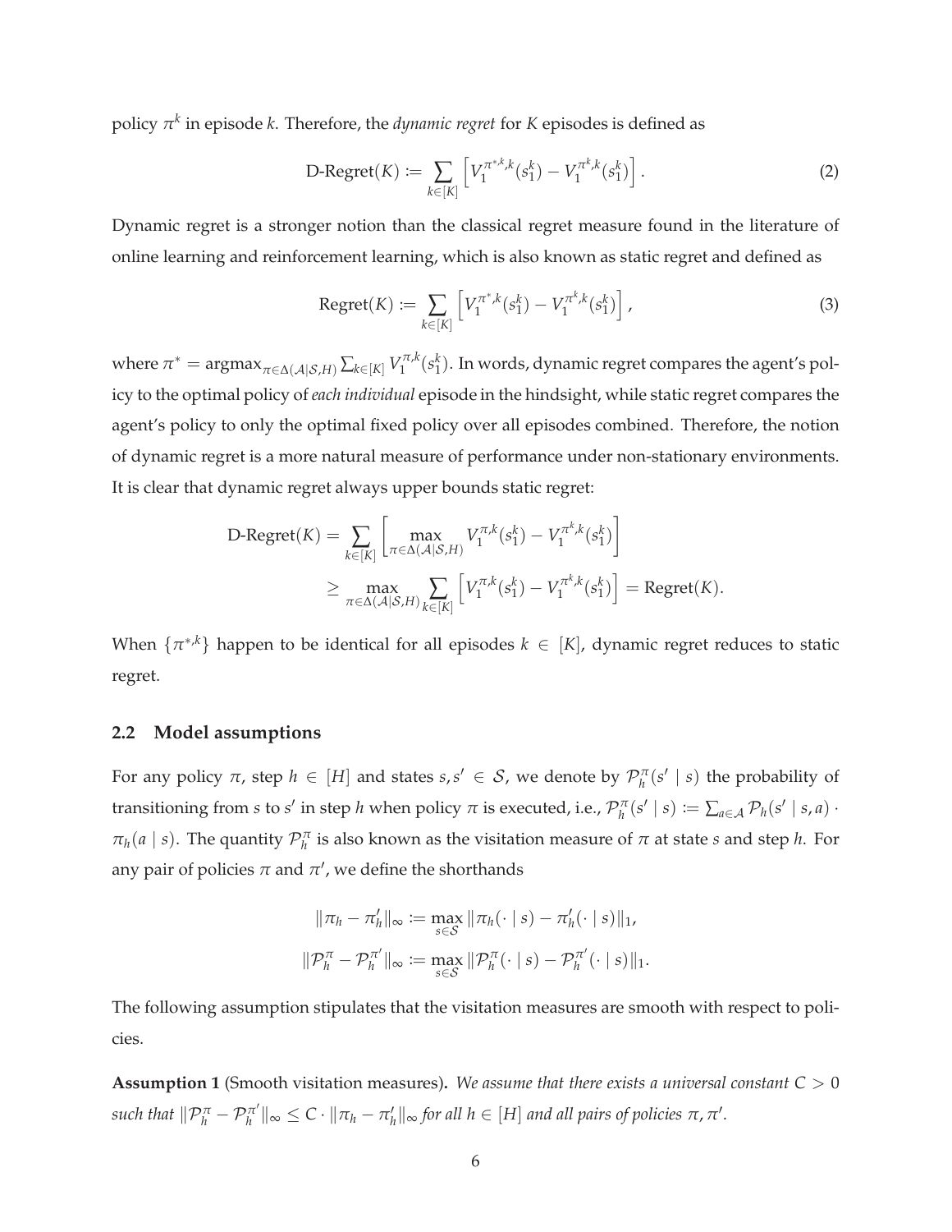policy $\pi^k$ in episode $k$. Therefore, the *dynamic regret* for $K$ episodes is defined as

$$\text{D-Regret}(K) := \sum_{k \in [K]} \left[ V_1^{\pi^{*,k},k}(s_1^k) - V_1^{\pi^k,k}(s_1^k) \right]. \tag{2}$$

Dynamic regret is a stronger notion than the classical regret measure found in the literature of online learning and reinforcement learning, which is also known as static regret and defined as

$$\text{Regret}(K) := \sum_{k \in [K]} \left[ V_1^{\pi^*,k}(s_1^k) - V_1^{\pi^k,k}(s_1^k) \right], \tag{3}$$

where $\pi^* = \text{argmax}_{\pi \in \Delta(\mathcal{A}|\mathcal{S},H)} \sum_{k \in [K]} V_1^{\pi,k}(s_1^k)$. In words, dynamic regret compares the agent's policy to the optimal policy of *each individual* episode in the hindsight, while static regret compares the agent's policy to only the optimal fixed policy over all episodes combined. Therefore, the notion of dynamic regret is a more natural measure of performance under non-stationary environments. It is clear that dynamic regret always upper bounds static regret:

$$\begin{aligned}
\text{D-Regret}(K) &= \sum_{k \in [K]} \left[ \max_{\pi \in \Delta(\mathcal{A}|\mathcal{S},H)} V_1^{\pi,k}(s_1^k) - V_1^{\pi^k,k}(s_1^k) \right] \\
&\geq \max_{\pi \in \Delta(\mathcal{A}|\mathcal{S},H)} \sum_{k \in [K]} \left[ V_1^{\pi,k}(s_1^k) - V_1^{\pi^k,k}(s_1^k) \right] = \text{Regret}(K).
\end{aligned}$$

When $\{\pi^{*,k}\}$ happen to be identical for all episodes $k \in [K]$, dynamic regret reduces to static regret.

### 2.2 Model assumptions

For any policy $\pi$, step $h \in [H]$ and states $s, s' \in \mathcal{S}$, we denote by $\mathcal{P}_h^\pi(s' \mid s)$ the probability of transitioning from $s$ to $s'$ in step $h$ when policy $\pi$ is executed, i.e., $\mathcal{P}_h^\pi(s' \mid s) := \sum_{a \in \mathcal{A}} \mathcal{P}_h(s' \mid s, a) \cdot \pi_h(a \mid s)$. The quantity $\mathcal{P}_h^\pi$ is also known as the visitation measure of $\pi$ at state $s$ and step $h$. For any pair of policies $\pi$ and $\pi'$, we define the shorthands

$$\begin{aligned}
\|\pi_h - \pi'_h\|_\infty &:= \max_{s \in \mathcal{S}} \|\pi_h(\cdot \mid s) - \pi'_h(\cdot \mid s)\|_1, \\
\|\mathcal{P}_h^\pi - \mathcal{P}_h^{\pi'}\|_\infty &:= \max_{s \in \mathcal{S}} \|\mathcal{P}_h^\pi(\cdot \mid s) - \mathcal{P}_h^{\pi'}(\cdot \mid s)\|_1.
\end{aligned}$$

The following assumption stipulates that the visitation measures are smooth with respect to policies.

**Assumption 1** (Smooth visitation measures)**.** *We assume that there exists a universal constant $C > 0$ such that $\|\mathcal{P}_h^\pi - \mathcal{P}_h^{\pi'}\|_\infty \leq C \cdot \|\pi_h - \pi'_h\|_\infty$ for all $h \in [H]$ and all pairs of policies $\pi, \pi'$.*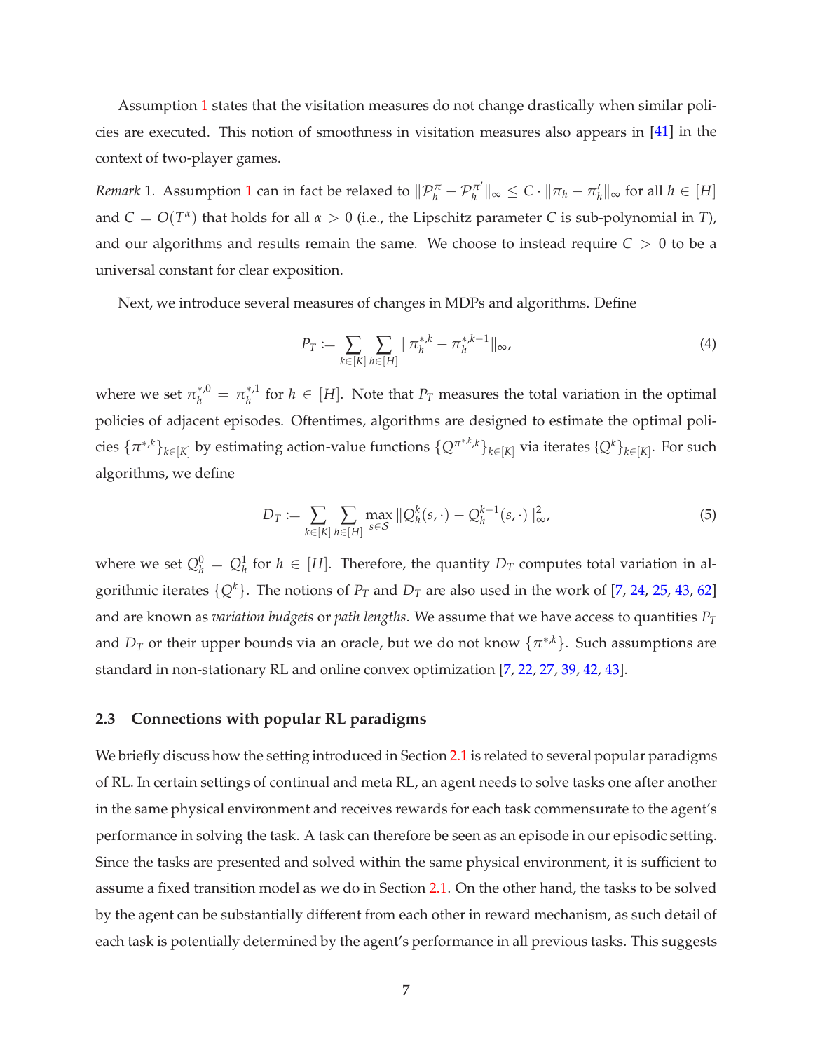Assumption 1 states that the visitation measures do not change drastically when similar policies are executed. This notion of smoothness in visitation measures also appears in [41] in the context of two-player games.

*Remark* 1. Assumption 1 can in fact be relaxed to $\|\mathcal{P}_h^{\pi} - \mathcal{P}_h^{\pi'}\|_\infty \leq C \cdot \|\pi_h - \pi'_h\|_\infty$ for all $h \in [H]$ and $C = O(T^\alpha)$ that holds for all $\alpha > 0$ (i.e., the Lipschitz parameter $C$ is sub-polynomial in $T$), and our algorithms and results remain the same. We choose to instead require $C > 0$ to be a universal constant for clear exposition.

Next, we introduce several measures of changes in MDPs and algorithms. Define

$$P_T := \sum_{k \in [K]} \sum_{h \in [H]} \|\pi_h^{*,k} - \pi_h^{*,k-1}\|_\infty, \tag{4}$$

where we set $\pi_h^{*,0} = \pi_h^{*,1}$ for $h \in [H]$. Note that $P_T$ measures the total variation in the optimal policies of adjacent episodes. Oftentimes, algorithms are designed to estimate the optimal policies $\{\pi^{*,k}\}_{k \in [K]}$ by estimating action-value functions $\{Q^{\pi^{*,k},k}\}_{k \in [K]}$ via iterates $\{Q^k\}_{k \in [K]}$. For such algorithms, we define

$$D_T := \sum_{k \in [K]} \sum_{h \in [H]} \max_{s \in \mathcal{S}} \|Q_h^k(s, \cdot) - Q_h^{k-1}(s, \cdot)\|_\infty^2, \tag{5}$$

where we set $Q_h^0 = Q_h^1$ for $h \in [H]$. Therefore, the quantity $D_T$ computes total variation in algorithmic iterates $\{Q^k\}$. The notions of $P_T$ and $D_T$ are also used in the work of [7, 24, 25, 43, 62] and are known as *variation budgets* or *path lengths*. We assume that we have access to quantities $P_T$ and $D_T$ or their upper bounds via an oracle, but we do not know $\{\pi^{*,k}\}$. Such assumptions are standard in non-stationary RL and online convex optimization [7, 22, 27, 39, 42, 43].

### 2.3 Connections with popular RL paradigms

We briefly discuss how the setting introduced in Section 2.1 is related to several popular paradigms of RL. In certain settings of continual and meta RL, an agent needs to solve tasks one after another in the same physical environment and receives rewards for each task commensurate to the agent's performance in solving the task. A task can therefore be seen as an episode in our episodic setting. Since the tasks are presented and solved within the same physical environment, it is sufficient to assume a fixed transition model as we do in Section 2.1. On the other hand, the tasks to be solved by the agent can be substantially different from each other in reward mechanism, as such detail of each task is potentially determined by the agent's performance in all previous tasks. This suggests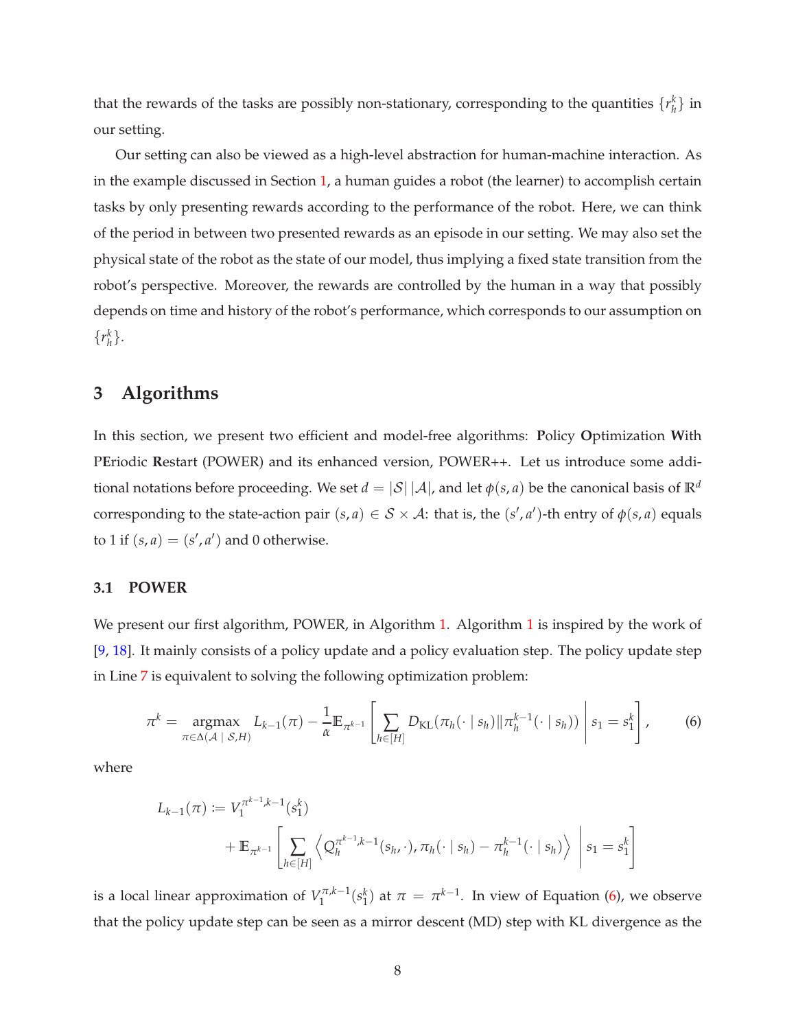that the rewards of the tasks are possibly non-stationary, corresponding to the quantities $\{r_h^k\}$ in our setting.

Our setting can also be viewed as a high-level abstraction for human-machine interaction. As in the example discussed in Section 1, a human guides a robot (the learner) to accomplish certain tasks by only presenting rewards according to the performance of the robot. Here, we can think of the period in between two presented rewards as an episode in our setting. We may also set the physical state of the robot as the state of our model, thus implying a fixed state transition from the robot's perspective. Moreover, the rewards are controlled by the human in a way that possibly depends on time and history of the robot's performance, which corresponds to our assumption on $\{r_h^k\}$.

## 3 Algorithms

In this section, we present two efficient and model-free algorithms: **P**olicy **O**ptimization **W**ith P**E**riodic **R**estart (POWER) and its enhanced version, POWER++. Let us introduce some additional notations before proceeding. We set $d = |\mathcal{S}|\,|\mathcal{A}|$, and let $\phi(s,a)$ be the canonical basis of $\mathbb{R}^d$ corresponding to the state-action pair $(s,a) \in \mathcal{S} \times \mathcal{A}$: that is, the $(s',a')$-th entry of $\phi(s,a)$ equals to 1 if $(s,a) = (s',a')$ and 0 otherwise.

### 3.1 POWER

We present our first algorithm, POWER, in Algorithm 1. Algorithm 1 is inspired by the work of [9, 18]. It mainly consists of a policy update and a policy evaluation step. The policy update step in Line 7 is equivalent to solving the following optimization problem:

$$\pi^k = \underset{\pi \in \Delta(\mathcal{A} \mid \mathcal{S}, H)}{\operatorname{argmax}} \; L_{k-1}(\pi) - \frac{1}{\alpha} \mathbb{E}_{\pi^{k-1}} \left[ \sum_{h \in [H]} D_{\mathrm{KL}}(\pi_h(\cdot \mid s_h) \| \pi_h^{k-1}(\cdot \mid s_h)) \;\middle|\; s_1 = s_1^k \right], \tag{6}$$

where

$$L_{k-1}(\pi) := V_1^{\pi^{k-1},k-1}(s_1^k) + \mathbb{E}_{\pi^{k-1}} \left[ \sum_{h \in [H]} \left\langle Q_h^{\pi^{k-1},k-1}(s_h, \cdot), \pi_h(\cdot \mid s_h) - \pi_h^{k-1}(\cdot \mid s_h) \right\rangle \;\middle|\; s_1 = s_1^k \right]$$

is a local linear approximation of $V_1^{\pi,k-1}(s_1^k)$ at $\pi = \pi^{k-1}$. In view of Equation (6), we observe that the policy update step can be seen as a mirror descent (MD) step with KL divergence as the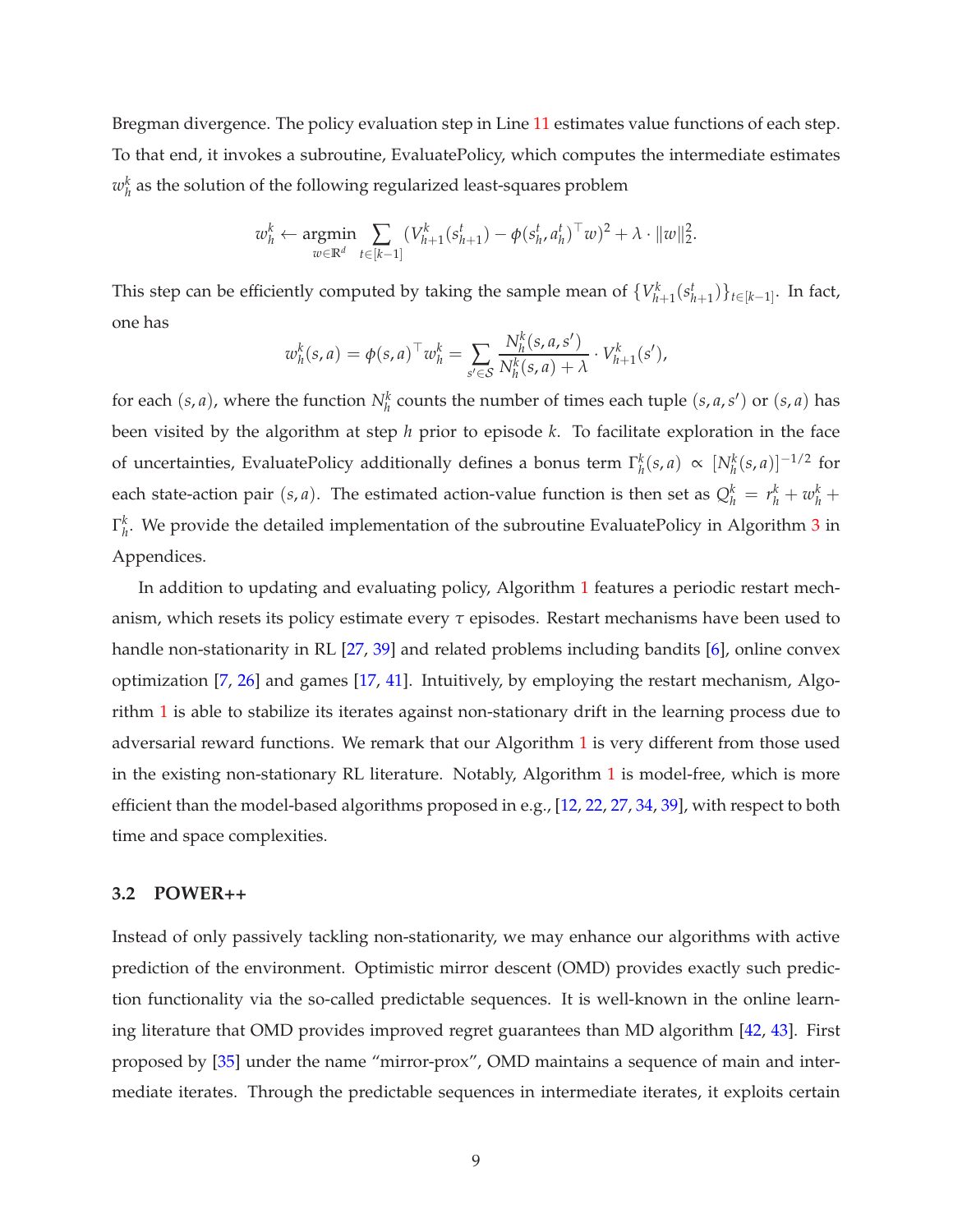Bregman divergence. The policy evaluation step in Line 11 estimates value functions of each step. To that end, it invokes a subroutine, EvaluatePolicy, which computes the intermediate estimates $w_h^k$ as the solution of the following regularized least-squares problem

$$w_h^k \leftarrow \operatorname*{argmin}_{w \in \mathbb{R}^d} \sum_{t \in [k-1]} (V_{h+1}^k(s_{h+1}^t) - \phi(s_h^t, a_h^t)^\top w)^2 + \lambda \cdot \|w\|_2^2.$$

This step can be efficiently computed by taking the sample mean of $\{V_{h+1}^k(s_{h+1}^t)\}_{t \in [k-1]}$. In fact, one has

$$w_h^k(s,a) = \phi(s,a)^\top w_h^k = \sum_{s' \in \mathcal{S}} \frac{N_h^k(s,a,s')}{N_h^k(s,a) + \lambda} \cdot V_{h+1}^k(s'),$$

for each $(s,a)$, where the function $N_h^k$ counts the number of times each tuple $(s,a,s')$ or $(s,a)$ has been visited by the algorithm at step $h$ prior to episode $k$. To facilitate exploration in the face of uncertainties, EvaluatePolicy additionally defines a bonus term $\Gamma_h^k(s,a) \propto [N_h^k(s,a)]^{-1/2}$ for each state-action pair $(s,a)$. The estimated action-value function is then set as $Q_h^k = r_h^k + w_h^k + \Gamma_h^k$. We provide the detailed implementation of the subroutine EvaluatePolicy in Algorithm 3 in Appendices.

In addition to updating and evaluating policy, Algorithm 1 features a periodic restart mechanism, which resets its policy estimate every $\tau$ episodes. Restart mechanisms have been used to handle non-stationarity in RL [27, 39] and related problems including bandits [6], online convex optimization [7, 26] and games [17, 41]. Intuitively, by employing the restart mechanism, Algorithm 1 is able to stabilize its iterates against non-stationary drift in the learning process due to adversarial reward functions. We remark that our Algorithm 1 is very different from those used in the existing non-stationary RL literature. Notably, Algorithm 1 is model-free, which is more efficient than the model-based algorithms proposed in e.g., [12, 22, 27, 34, 39], with respect to both time and space complexities.

### 3.2 POWER++

Instead of only passively tackling non-stationarity, we may enhance our algorithms with active prediction of the environment. Optimistic mirror descent (OMD) provides exactly such prediction functionality via the so-called predictable sequences. It is well-known in the online learning literature that OMD provides improved regret guarantees than MD algorithm [42, 43]. First proposed by [35] under the name "mirror-prox", OMD maintains a sequence of main and intermediate iterates. Through the predictable sequences in intermediate iterates, it exploits certain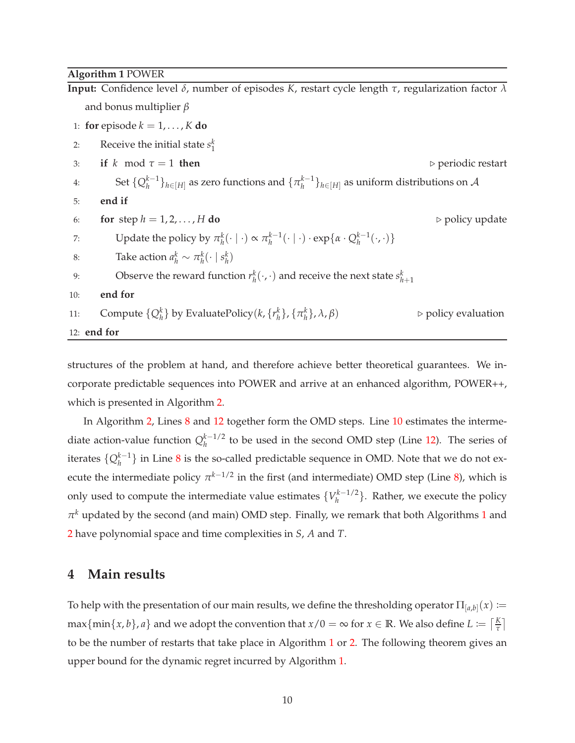**Algorithm 1** POWER

**Input:** Confidence level $\delta$, number of episodes $K$, restart cycle length $\tau$, regularization factor $\lambda$ and bonus multiplier $\beta$

```
1:  for episode k = 1, ..., K do
2:      Receive the initial state s_1^k
3:      if k mod τ = 1 then                                              ▷ periodic restart
4:          Set {Q_h^{k-1}}_{h∈[H]} as zero functions and {π_h^{k-1}}_{h∈[H]} as uniform distributions on A
5:      end if
6:      for step h = 1, 2, ..., H do                                     ▷ policy update
7:          Update the policy by π_h^k(· | ·) ∝ π_h^{k-1}(· | ·) · exp{α · Q_h^{k-1}(·,·)}
8:          Take action a_h^k ~ π_h^k(· | s_h^k)
9:          Observe the reward function r_h^k(·,·) and receive the next state s_{h+1}^k
10:     end for
11:     Compute {Q_h^k} by EvaluatePolicy(k, {r_h^k}, {π_h^k}, λ, β)     ▷ policy evaluation
12: end for
```

structures of the problem at hand, and therefore achieve better theoretical guarantees. We incorporate predictable sequences into POWER and arrive at an enhanced algorithm, POWER++, which is presented in Algorithm 2.

In Algorithm 2, Lines 8 and 12 together form the OMD steps. Line 10 estimates the intermediate action-value function $Q_h^{k-1/2}$ to be used in the second OMD step (Line 12). The series of iterates $\{Q_h^{k-1}\}$ in Line 8 is the so-called predictable sequence in OMD. Note that we do not execute the intermediate policy $\pi^{k-1/2}$ in the first (and intermediate) OMD step (Line 8), which is only used to compute the intermediate value estimates $\{V_h^{k-1/2}\}$. Rather, we execute the policy $\pi^k$ updated by the second (and main) OMD step. Finally, we remark that both Algorithms 1 and 2 have polynomial space and time complexities in $S$, $A$ and $T$.

## 4 Main results

To help with the presentation of our main results, we define the thresholding operator $\Pi_{[a,b]}(x) := \max\{\min\{x, b\}, a\}$ and we adopt the convention that $x/0 = \infty$ for $x \in \mathbb{R}$. We also define $L := \lceil \frac{K}{\tau} \rceil$ to be the number of restarts that take place in Algorithm 1 or 2. The following theorem gives an upper bound for the dynamic regret incurred by Algorithm 1.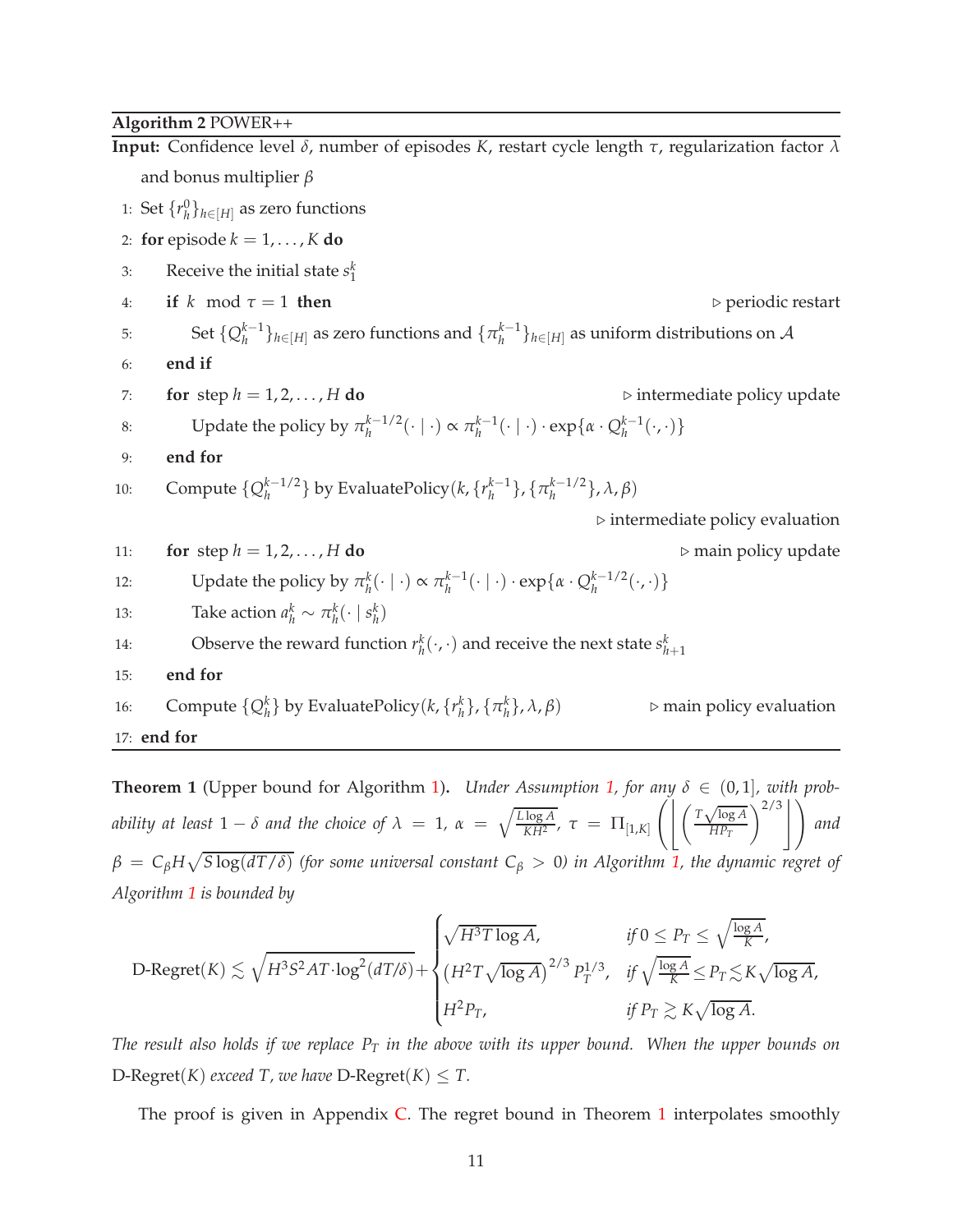**Algorithm 2** POWER++

**Input:** Confidence level $\delta$, number of episodes $K$, restart cycle length $\tau$, regularization factor $\lambda$ and bonus multiplier $\beta$

1: Set $\{r_h^0\}_{h\in[H]}$ as zero functions
2: **for** episode $k = 1, \ldots, K$ **do**
3: &nbsp;&nbsp;&nbsp;&nbsp;Receive the initial state $s_1^k$
4: &nbsp;&nbsp;&nbsp;&nbsp;**if** $k \mod \tau = 1$ **then** &nbsp;&nbsp;&nbsp;&nbsp;▷ periodic restart
5: &nbsp;&nbsp;&nbsp;&nbsp;&nbsp;&nbsp;&nbsp;&nbsp;Set $\{Q_h^{k-1}\}_{h\in[H]}$ as zero functions and $\{\pi_h^{k-1}\}_{h\in[H]}$ as uniform distributions on $\mathcal{A}$
6: &nbsp;&nbsp;&nbsp;&nbsp;**end if**
7: &nbsp;&nbsp;&nbsp;&nbsp;**for** step $h = 1, 2, \ldots, H$ **do** &nbsp;&nbsp;&nbsp;&nbsp;▷ intermediate policy update
8: &nbsp;&nbsp;&nbsp;&nbsp;&nbsp;&nbsp;&nbsp;&nbsp;Update the policy by $\pi_h^{k-1/2}(\cdot \mid \cdot) \propto \pi_h^{k-1}(\cdot \mid \cdot) \cdot \exp\{\alpha \cdot Q_h^{k-1}(\cdot, \cdot)\}$
9: &nbsp;&nbsp;&nbsp;&nbsp;**end for**
10: &nbsp;&nbsp;&nbsp;Compute $\{Q_h^{k-1/2}\}$ by EvaluatePolicy$(k, \{r_h^{k-1}\}, \{\pi_h^{k-1/2}\}, \lambda, \beta)$ &nbsp;&nbsp;&nbsp;&nbsp;▷ intermediate policy evaluation
11: &nbsp;&nbsp;&nbsp;**for** step $h = 1, 2, \ldots, H$ **do** &nbsp;&nbsp;&nbsp;&nbsp;▷ main policy update
12: &nbsp;&nbsp;&nbsp;&nbsp;&nbsp;&nbsp;&nbsp;&nbsp;Update the policy by $\pi_h^{k}(\cdot \mid \cdot) \propto \pi_h^{k-1}(\cdot \mid \cdot) \cdot \exp\{\alpha \cdot Q_h^{k-1/2}(\cdot, \cdot)\}$
13: &nbsp;&nbsp;&nbsp;&nbsp;&nbsp;&nbsp;&nbsp;&nbsp;Take action $a_h^k \sim \pi_h^k(\cdot \mid s_h^k)$
14: &nbsp;&nbsp;&nbsp;&nbsp;&nbsp;&nbsp;&nbsp;&nbsp;Observe the reward function $r_h^k(\cdot,\cdot)$ and receive the next state $s_{h+1}^k$
15: &nbsp;&nbsp;&nbsp;**end for**
16: &nbsp;&nbsp;&nbsp;Compute $\{Q_h^k\}$ by EvaluatePolicy$(k, \{r_h^k\}, \{\pi_h^k\}, \lambda, \beta)$ &nbsp;&nbsp;&nbsp;&nbsp;▷ main policy evaluation
17: **end for**

**Theorem 1** (Upper bound for Algorithm 1). *Under Assumption 1, for any $\delta \in (0, 1]$, with probability at least $1 - \delta$ and the choice of $\lambda = 1$, $\alpha = \sqrt{\frac{L \log A}{KH^2}}$, $\tau = \Pi_{[1,K]}\left(\left\lfloor \left(\frac{T\sqrt{\log A}}{HP_T}\right)^{2/3} \right\rfloor\right)$ and $\beta = C_\beta H \sqrt{S \log(dT/\delta)}$ (for some universal constant $C_\beta > 0$) in Algorithm 1, the dynamic regret of Algorithm 1 is bounded by*

$$
\text{D-Regret}(K) \lesssim \sqrt{H^3 S^2 AT \cdot \log^2(dT/\delta)} + \begin{cases} \sqrt{H^3 T \log A}, & \text{if } 0 \le P_T \le \sqrt{\frac{\log A}{K}}, \\ \left(H^2 T \sqrt{\log A}\right)^{2/3} P_T^{1/3}, & \text{if } \sqrt{\frac{\log A}{K}} \le P_T \lesssim K\sqrt{\log A}, \\ H^2 P_T, & \text{if } P_T \gtrsim K\sqrt{\log A}. \end{cases}
$$

*The result also holds if we replace $P_T$ in the above with its upper bound. When the upper bounds on* D-Regret$(K)$ *exceed $T$, we have* D-Regret$(K) \le T$.

The proof is given in Appendix C. The regret bound in Theorem 1 interpolates smoothly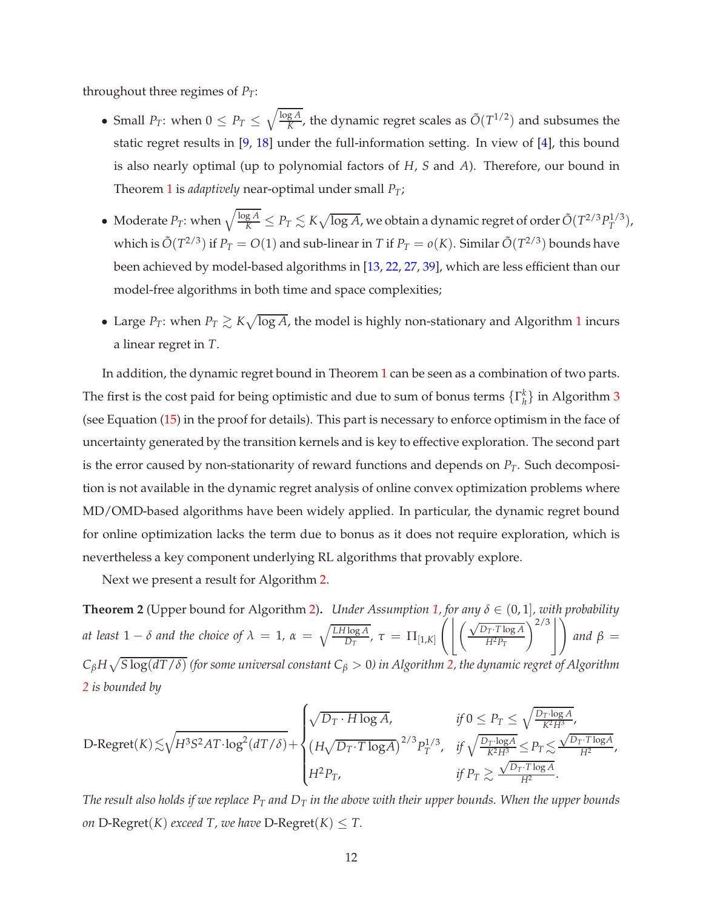throughout three regimes of $P_T$:

- Small $P_T$: when $0 \le P_T \le \sqrt{\frac{\log A}{K}}$, the dynamic regret scales as $\tilde{O}(T^{1/2})$ and subsumes the static regret results in [9, 18] under the full-information setting. In view of [4], this bound is also nearly optimal (up to polynomial factors of $H$, $S$ and $A$). Therefore, our bound in Theorem 1 is *adaptively* near-optimal under small $P_T$;
- Moderate $P_T$: when $\sqrt{\frac{\log A}{K}} \le P_T \lesssim K\sqrt{\log A}$, we obtain a dynamic regret of order $\tilde{O}(T^{2/3}P_T^{1/3})$, which is $\tilde{O}(T^{2/3})$ if $P_T = O(1)$ and sub-linear in $T$ if $P_T = o(K)$. Similar $\tilde{O}(T^{2/3})$ bounds have been achieved by model-based algorithms in [13, 22, 27, 39], which are less efficient than our model-free algorithms in both time and space complexities;
- Large $P_T$: when $P_T \gtrsim K\sqrt{\log A}$, the model is highly non-stationary and Algorithm 1 incurs a linear regret in $T$.

In addition, the dynamic regret bound in Theorem 1 can be seen as a combination of two parts. The first is the cost paid for being optimistic and due to sum of bonus terms $\{\Gamma_h^k\}$ in Algorithm 3 (see Equation (15) in the proof for details). This part is necessary to enforce optimism in the face of uncertainty generated by the transition kernels and is key to effective exploration. The second part is the error caused by non-stationarity of reward functions and depends on $P_T$. Such decomposition is not available in the dynamic regret analysis of online convex optimization problems where MD/OMD-based algorithms have been widely applied. In particular, the dynamic regret bound for online optimization lacks the term due to bonus as it does not require exploration, which is nevertheless a key component underlying RL algorithms that provably explore.

Next we present a result for Algorithm 2.

**Theorem 2** (Upper bound for Algorithm 2)**.** *Under Assumption 1, for any $\delta \in (0,1]$, with probability at least $1-\delta$ and the choice of $\lambda = 1$, $\alpha = \sqrt{\frac{LH\log A}{D_T}}$, $\tau = \Pi_{[1,K]}\left(\left\lfloor \left(\frac{\sqrt{D_T \cdot T\log A}}{H^2 P_T}\right)^{2/3}\right\rfloor\right)$ and $\beta = C_\beta H\sqrt{S\log(dT/\delta)}$ (for some universal constant $C_\beta > 0$) in Algorithm 2, the dynamic regret of Algorithm 2 is bounded by*

$$
\text{D-Regret}(K) \lesssim \sqrt{H^3S^2AT\cdot\log^2(dT/\delta)} + \begin{cases} \sqrt{D_T \cdot H\log A}, & \text{if } 0 \le P_T \le \sqrt{\frac{D_T\cdot\log A}{K^2H^3}}, \\ \left(H\sqrt{D_T\cdot T\log A}\right)^{2/3}P_T^{1/3}, & \text{if } \sqrt{\frac{D_T\cdot\log A}{K^2H^3}} \le P_T \lesssim \frac{\sqrt{D_T\cdot T\log A}}{H^2}, \\ H^2P_T, & \text{if } P_T \gtrsim \frac{\sqrt{D_T\cdot T\log A}}{H^2}. \end{cases}
$$

*The result also holds if we replace $P_T$ and $D_T$ in the above with their upper bounds. When the upper bounds on* D-Regret$(K)$ *exceed $T$, we have* D-Regret$(K) \le T$.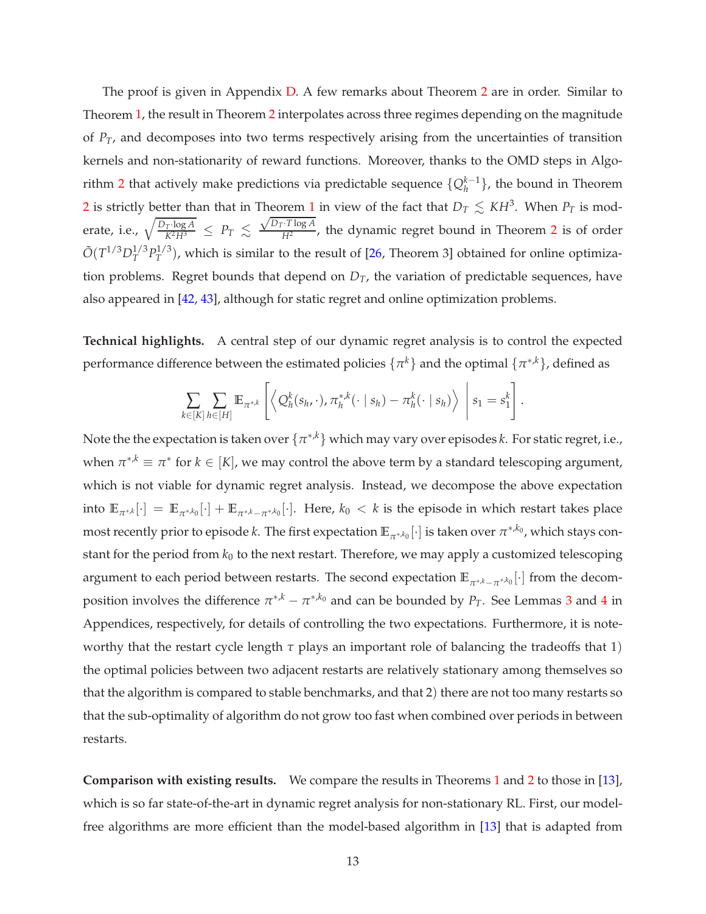The proof is given in Appendix D. A few remarks about Theorem 2 are in order. Similar to Theorem 1, the result in Theorem 2 interpolates across three regimes depending on the magnitude of $P_T$, and decomposes into two terms respectively arising from the uncertainties of transition kernels and non-stationarity of reward functions. Moreover, thanks to the OMD steps in Algorithm 2 that actively make predictions via predictable sequence $\{Q_h^{k-1}\}$, the bound in Theorem 2 is strictly better than that in Theorem 1 in view of the fact that $D_T \lesssim KH^3$. When $P_T$ is moderate, i.e., $\sqrt{\frac{D_T \cdot \log A}{K^2 H^3}} \leq P_T \lesssim \frac{\sqrt{D_T \cdot T \log A}}{H^2}$, the dynamic regret bound in Theorem 2 is of order $\tilde{O}(T^{1/3} D_T^{1/3} P_T^{1/3})$, which is similar to the result of [26, Theorem 3] obtained for online optimization problems. Regret bounds that depend on $D_T$, the variation of predictable sequences, have also appeared in [42, 43], although for static regret and online optimization problems.

**Technical highlights.** A central step of our dynamic regret analysis is to control the expected performance difference between the estimated policies $\{\pi^k\}$ and the optimal $\{\pi^{*,k}\}$, defined as

$$\sum_{k \in [K]} \sum_{h \in [H]} \mathbb{E}_{\pi^{*,k}} \left[ \left\langle Q_h^k(s_h, \cdot), \pi_h^{*,k}(\cdot \mid s_h) - \pi_h^k(\cdot \mid s_h) \right\rangle \,\middle|\, s_1 = s_1^k \right].$$

Note the the expectation is taken over $\{\pi^{*,k}\}$ which may vary over episodes $k$. For static regret, i.e., when $\pi^{*,k} \equiv \pi^*$ for $k \in [K]$, we may control the above term by a standard telescoping argument, which is not viable for dynamic regret analysis. Instead, we decompose the above expectation into $\mathbb{E}_{\pi^{*,k}}[\cdot] = \mathbb{E}_{\pi^{*,k_0}}[\cdot] + \mathbb{E}_{\pi^{*,k} - \pi^{*,k_0}}[\cdot]$. Here, $k_0 < k$ is the episode in which restart takes place most recently prior to episode $k$. The first expectation $\mathbb{E}_{\pi^{*,k_0}}[\cdot]$ is taken over $\pi^{*,k_0}$, which stays constant for the period from $k_0$ to the next restart. Therefore, we may apply a customized telescoping argument to each period between restarts. The second expectation $\mathbb{E}_{\pi^{*,k} - \pi^{*,k_0}}[\cdot]$ from the decomposition involves the difference $\pi^{*,k} - \pi^{*,k_0}$ and can be bounded by $P_T$. See Lemmas 3 and 4 in Appendices, respectively, for details of controlling the two expectations. Furthermore, it is noteworthy that the restart cycle length $\tau$ plays an important role of balancing the tradeoffs that 1) the optimal policies between two adjacent restarts are relatively stationary among themselves so that the algorithm is compared to stable benchmarks, and that 2) there are not too many restarts so that the sub-optimality of algorithm do not grow too fast when combined over periods in between restarts.

**Comparison with existing results.** We compare the results in Theorems 1 and 2 to those in [13], which is so far state-of-the-art in dynamic regret analysis for non-stationary RL. First, our model-free algorithms are more efficient than the model-based algorithm in [13] that is adapted from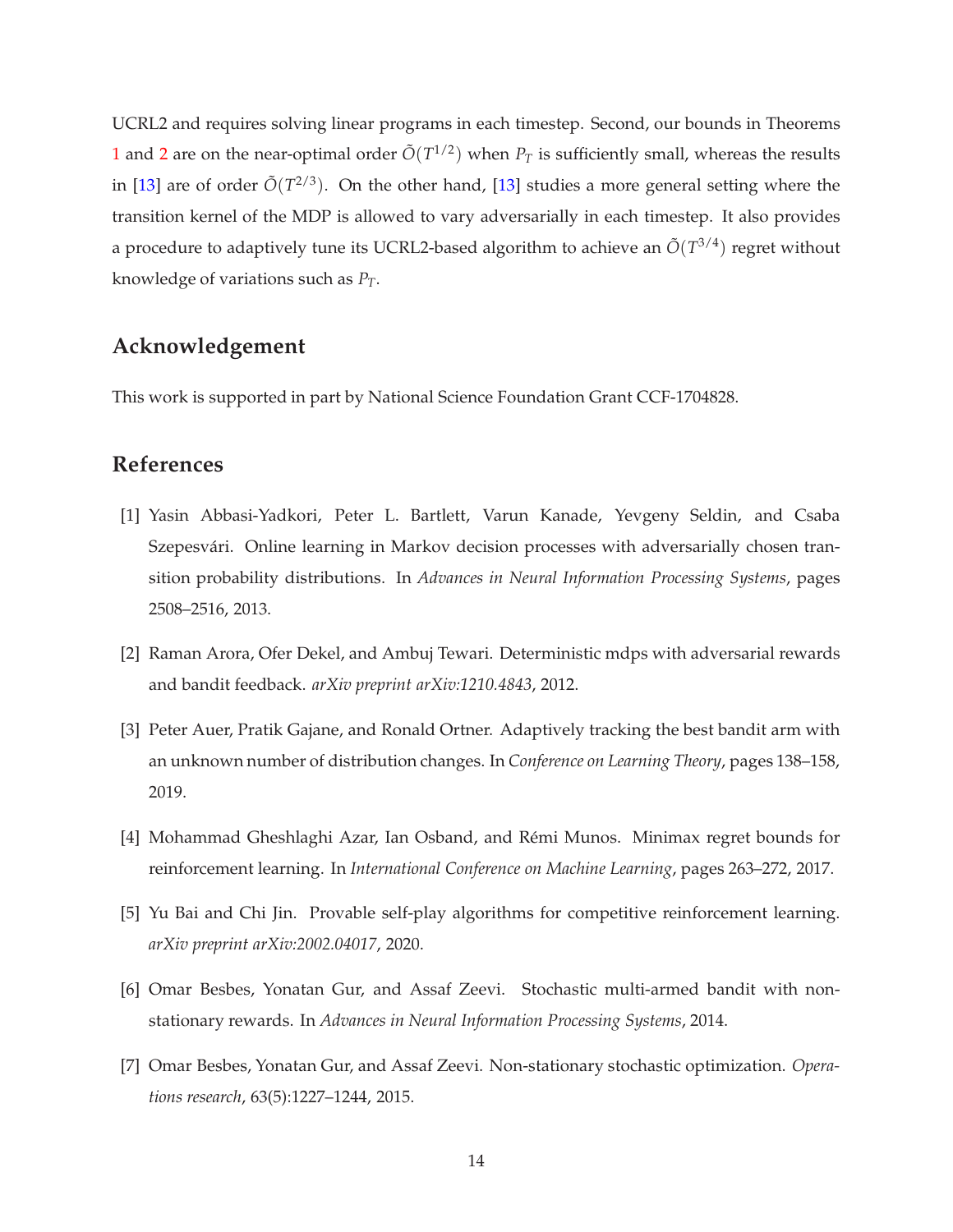UCRL2 and requires solving linear programs in each timestep. Second, our bounds in Theorems 1 and 2 are on the near-optimal order $\tilde{O}(T^{1/2})$ when $P_T$ is sufficiently small, whereas the results in [13] are of order $\tilde{O}(T^{2/3})$. On the other hand, [13] studies a more general setting where the transition kernel of the MDP is allowed to vary adversarially in each timestep. It also provides a procedure to adaptively tune its UCRL2-based algorithm to achieve an $\tilde{O}(T^{3/4})$ regret without knowledge of variations such as $P_T$.

## Acknowledgement

This work is supported in part by National Science Foundation Grant CCF-1704828.

## References

[1] Yasin Abbasi-Yadkori, Peter L. Bartlett, Varun Kanade, Yevgeny Seldin, and Csaba Szepesvári. Online learning in Markov decision processes with adversarially chosen transition probability distributions. In *Advances in Neural Information Processing Systems*, pages 2508–2516, 2013.

[2] Raman Arora, Ofer Dekel, and Ambuj Tewari. Deterministic mdps with adversarial rewards and bandit feedback. *arXiv preprint arXiv:1210.4843*, 2012.

[3] Peter Auer, Pratik Gajane, and Ronald Ortner. Adaptively tracking the best bandit arm with an unknown number of distribution changes. In *Conference on Learning Theory*, pages 138–158, 2019.

[4] Mohammad Gheshlaghi Azar, Ian Osband, and Rémi Munos. Minimax regret bounds for reinforcement learning. In *International Conference on Machine Learning*, pages 263–272, 2017.

[5] Yu Bai and Chi Jin. Provable self-play algorithms for competitive reinforcement learning. *arXiv preprint arXiv:2002.04017*, 2020.

[6] Omar Besbes, Yonatan Gur, and Assaf Zeevi. Stochastic multi-armed bandit with non-stationary rewards. In *Advances in Neural Information Processing Systems*, 2014.

[7] Omar Besbes, Yonatan Gur, and Assaf Zeevi. Non-stationary stochastic optimization. *Operations research*, 63(5):1227–1244, 2015.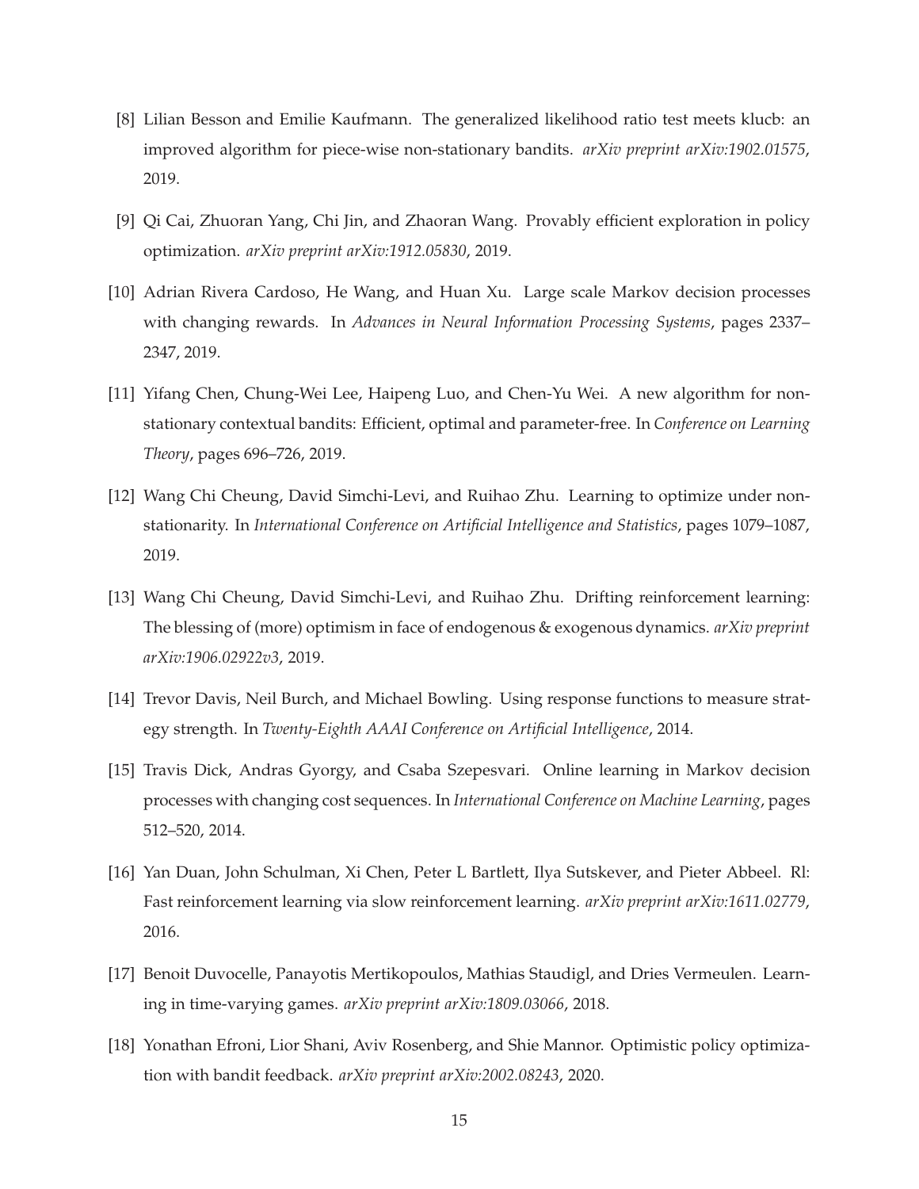[8] Lilian Besson and Emilie Kaufmann. The generalized likelihood ratio test meets klucb: an improved algorithm for piece-wise non-stationary bandits. *arXiv preprint arXiv:1902.01575*, 2019.

[9] Qi Cai, Zhuoran Yang, Chi Jin, and Zhaoran Wang. Provably efficient exploration in policy optimization. *arXiv preprint arXiv:1912.05830*, 2019.

[10] Adrian Rivera Cardoso, He Wang, and Huan Xu. Large scale Markov decision processes with changing rewards. In *Advances in Neural Information Processing Systems*, pages 2337–2347, 2019.

[11] Yifang Chen, Chung-Wei Lee, Haipeng Luo, and Chen-Yu Wei. A new algorithm for non-stationary contextual bandits: Efficient, optimal and parameter-free. In *Conference on Learning Theory*, pages 696–726, 2019.

[12] Wang Chi Cheung, David Simchi-Levi, and Ruihao Zhu. Learning to optimize under non-stationarity. In *International Conference on Artificial Intelligence and Statistics*, pages 1079–1087, 2019.

[13] Wang Chi Cheung, David Simchi-Levi, and Ruihao Zhu. Drifting reinforcement learning: The blessing of (more) optimism in face of endogenous & exogenous dynamics. *arXiv preprint arXiv:1906.02922v3*, 2019.

[14] Trevor Davis, Neil Burch, and Michael Bowling. Using response functions to measure strategy strength. In *Twenty-Eighth AAAI Conference on Artificial Intelligence*, 2014.

[15] Travis Dick, Andras Gyorgy, and Csaba Szepesvari. Online learning in Markov decision processes with changing cost sequences. In *International Conference on Machine Learning*, pages 512–520, 2014.

[16] Yan Duan, John Schulman, Xi Chen, Peter L Bartlett, Ilya Sutskever, and Pieter Abbeel. Rl: Fast reinforcement learning via slow reinforcement learning. *arXiv preprint arXiv:1611.02779*, 2016.

[17] Benoit Duvocelle, Panayotis Mertikopoulos, Mathias Staudigl, and Dries Vermeulen. Learning in time-varying games. *arXiv preprint arXiv:1809.03066*, 2018.

[18] Yonathan Efroni, Lior Shani, Aviv Rosenberg, and Shie Mannor. Optimistic policy optimization with bandit feedback. *arXiv preprint arXiv:2002.08243*, 2020.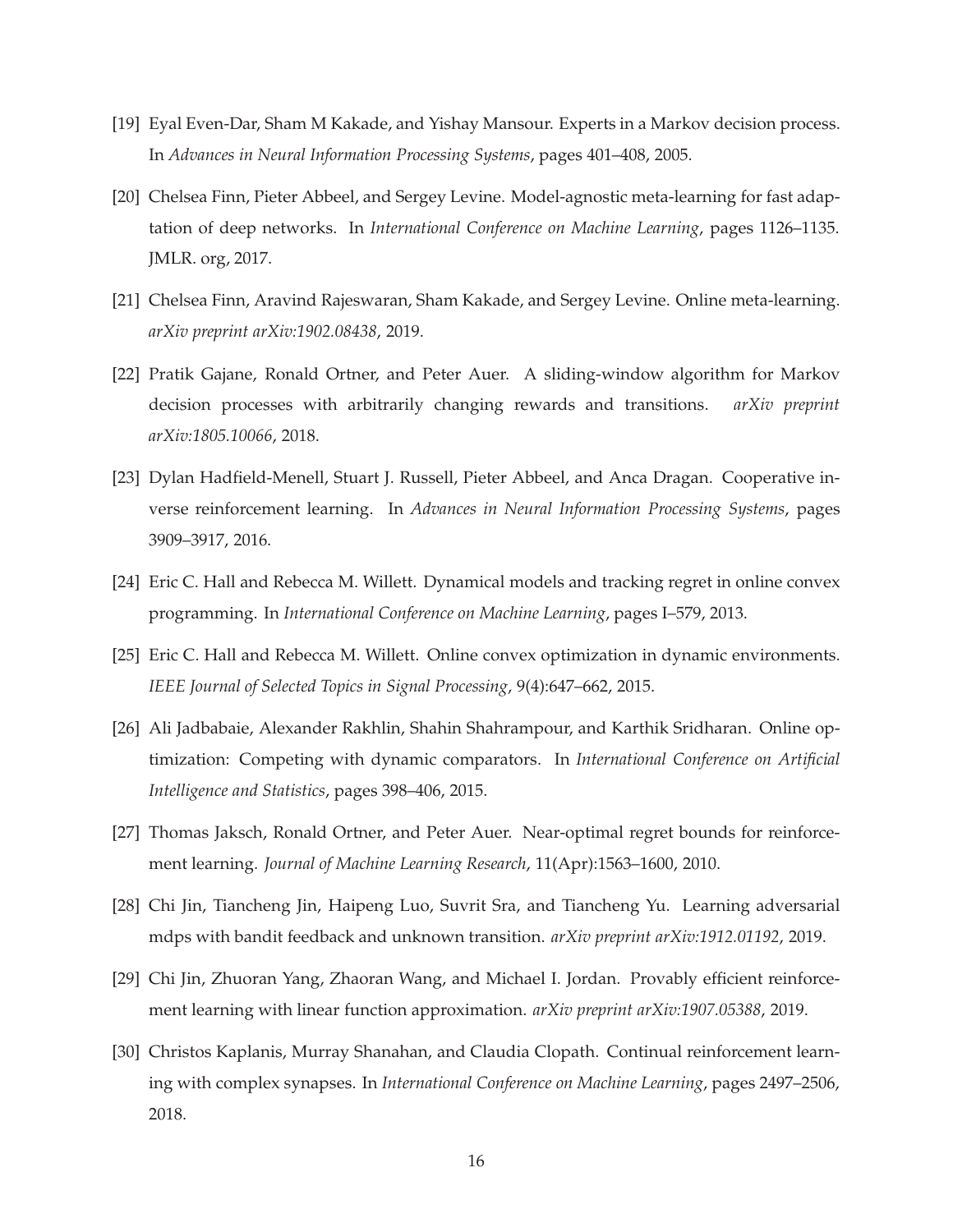[19] Eyal Even-Dar, Sham M Kakade, and Yishay Mansour. Experts in a Markov decision process. In *Advances in Neural Information Processing Systems*, pages 401–408, 2005.

[20] Chelsea Finn, Pieter Abbeel, and Sergey Levine. Model-agnostic meta-learning for fast adaptation of deep networks. In *International Conference on Machine Learning*, pages 1126–1135. JMLR. org, 2017.

[21] Chelsea Finn, Aravind Rajeswaran, Sham Kakade, and Sergey Levine. Online meta-learning. *arXiv preprint arXiv:1902.08438*, 2019.

[22] Pratik Gajane, Ronald Ortner, and Peter Auer. A sliding-window algorithm for Markov decision processes with arbitrarily changing rewards and transitions. *arXiv preprint arXiv:1805.10066*, 2018.

[23] Dylan Hadfield-Menell, Stuart J. Russell, Pieter Abbeel, and Anca Dragan. Cooperative inverse reinforcement learning. In *Advances in Neural Information Processing Systems*, pages 3909–3917, 2016.

[24] Eric C. Hall and Rebecca M. Willett. Dynamical models and tracking regret in online convex programming. In *International Conference on Machine Learning*, pages I–579, 2013.

[25] Eric C. Hall and Rebecca M. Willett. Online convex optimization in dynamic environments. *IEEE Journal of Selected Topics in Signal Processing*, 9(4):647–662, 2015.

[26] Ali Jadbabaie, Alexander Rakhlin, Shahin Shahrampour, and Karthik Sridharan. Online optimization: Competing with dynamic comparators. In *International Conference on Artificial Intelligence and Statistics*, pages 398–406, 2015.

[27] Thomas Jaksch, Ronald Ortner, and Peter Auer. Near-optimal regret bounds for reinforcement learning. *Journal of Machine Learning Research*, 11(Apr):1563–1600, 2010.

[28] Chi Jin, Tiancheng Jin, Haipeng Luo, Suvrit Sra, and Tiancheng Yu. Learning adversarial mdps with bandit feedback and unknown transition. *arXiv preprint arXiv:1912.01192*, 2019.

[29] Chi Jin, Zhuoran Yang, Zhaoran Wang, and Michael I. Jordan. Provably efficient reinforcement learning with linear function approximation. *arXiv preprint arXiv:1907.05388*, 2019.

[30] Christos Kaplanis, Murray Shanahan, and Claudia Clopath. Continual reinforcement learning with complex synapses. In *International Conference on Machine Learning*, pages 2497–2506, 2018.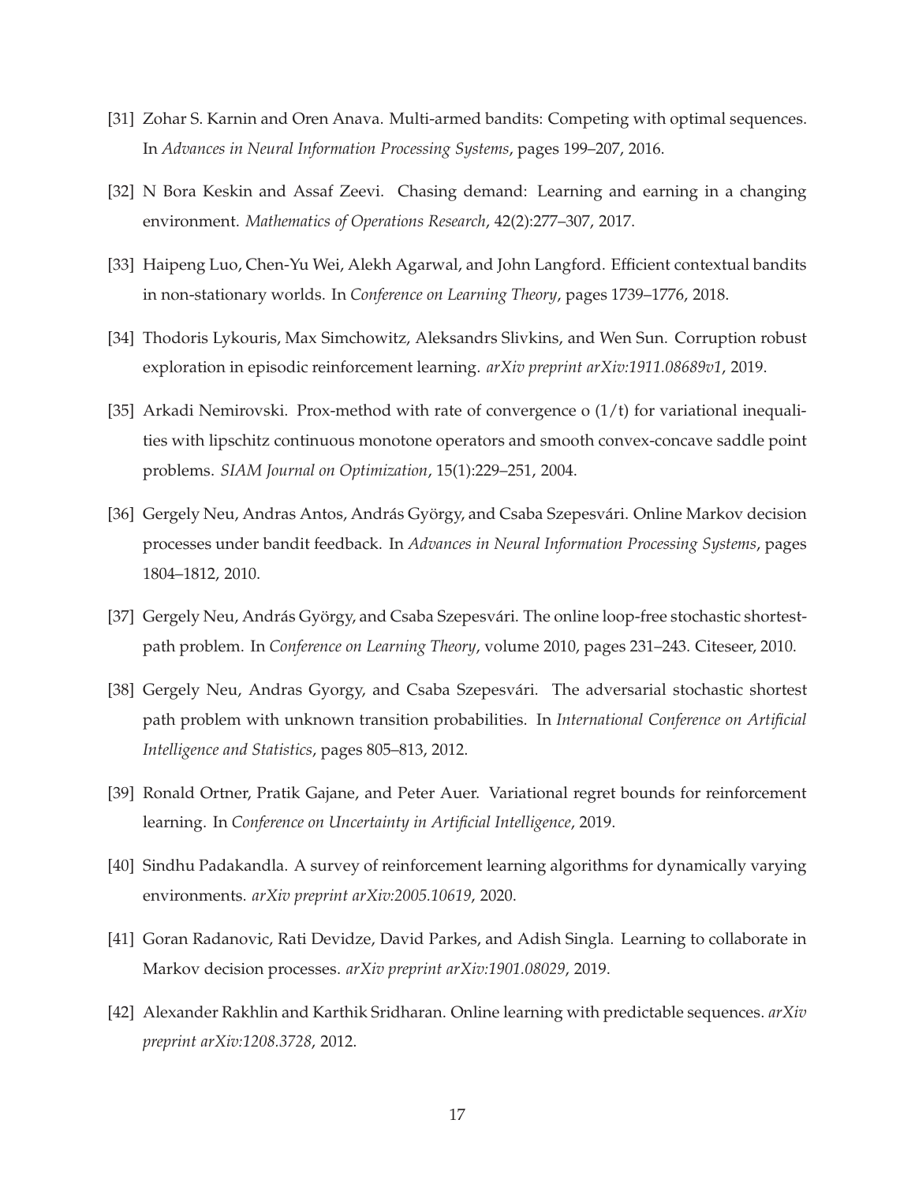[31] Zohar S. Karnin and Oren Anava. Multi-armed bandits: Competing with optimal sequences. In *Advances in Neural Information Processing Systems*, pages 199–207, 2016.

[32] N Bora Keskin and Assaf Zeevi. Chasing demand: Learning and earning in a changing environment. *Mathematics of Operations Research*, 42(2):277–307, 2017.

[33] Haipeng Luo, Chen-Yu Wei, Alekh Agarwal, and John Langford. Efficient contextual bandits in non-stationary worlds. In *Conference on Learning Theory*, pages 1739–1776, 2018.

[34] Thodoris Lykouris, Max Simchowitz, Aleksandrs Slivkins, and Wen Sun. Corruption robust exploration in episodic reinforcement learning. *arXiv preprint arXiv:1911.08689v1*, 2019.

[35] Arkadi Nemirovski. Prox-method with rate of convergence o (1/t) for variational inequalities with lipschitz continuous monotone operators and smooth convex-concave saddle point problems. *SIAM Journal on Optimization*, 15(1):229–251, 2004.

[36] Gergely Neu, Andras Antos, András György, and Csaba Szepesvári. Online Markov decision processes under bandit feedback. In *Advances in Neural Information Processing Systems*, pages 1804–1812, 2010.

[37] Gergely Neu, András György, and Csaba Szepesvári. The online loop-free stochastic shortest-path problem. In *Conference on Learning Theory*, volume 2010, pages 231–243. Citeseer, 2010.

[38] Gergely Neu, Andras Gyorgy, and Csaba Szepesvári. The adversarial stochastic shortest path problem with unknown transition probabilities. In *International Conference on Artificial Intelligence and Statistics*, pages 805–813, 2012.

[39] Ronald Ortner, Pratik Gajane, and Peter Auer. Variational regret bounds for reinforcement learning. In *Conference on Uncertainty in Artificial Intelligence*, 2019.

[40] Sindhu Padakandla. A survey of reinforcement learning algorithms for dynamically varying environments. *arXiv preprint arXiv:2005.10619*, 2020.

[41] Goran Radanovic, Rati Devidze, David Parkes, and Adish Singla. Learning to collaborate in Markov decision processes. *arXiv preprint arXiv:1901.08029*, 2019.

[42] Alexander Rakhlin and Karthik Sridharan. Online learning with predictable sequences. *arXiv preprint arXiv:1208.3728*, 2012.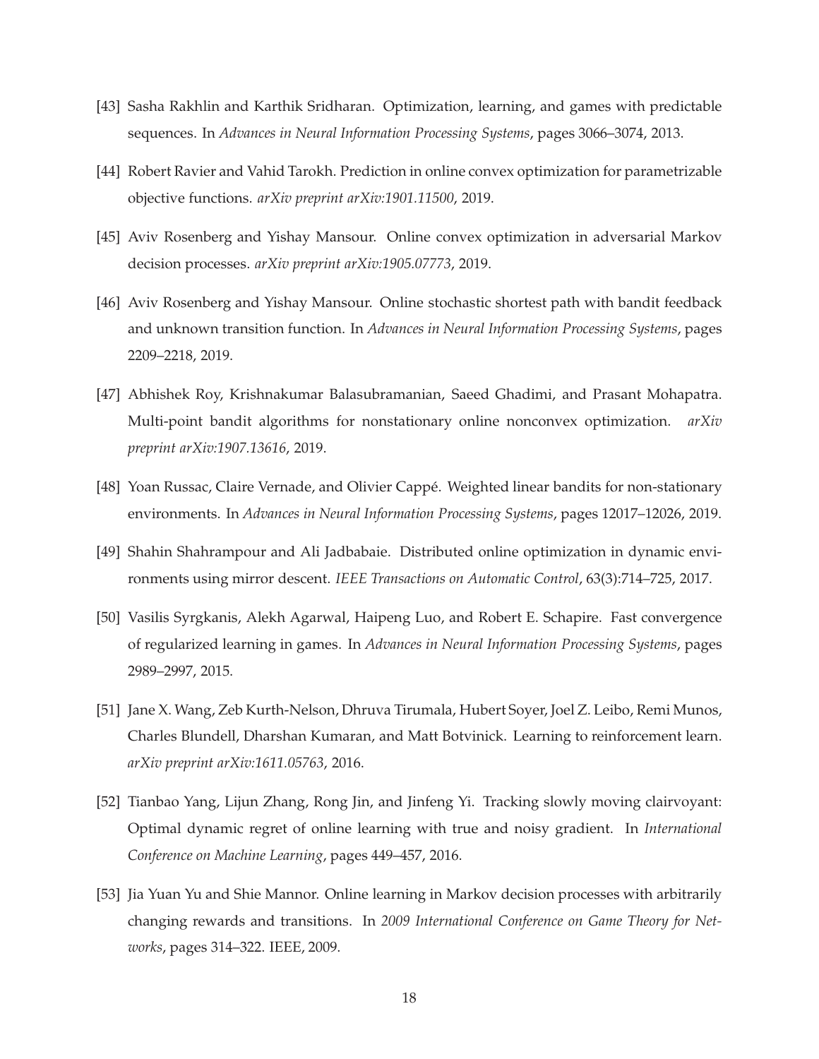[43] Sasha Rakhlin and Karthik Sridharan. Optimization, learning, and games with predictable sequences. In *Advances in Neural Information Processing Systems*, pages 3066–3074, 2013.

[44] Robert Ravier and Vahid Tarokh. Prediction in online convex optimization for parametrizable objective functions. *arXiv preprint arXiv:1901.11500*, 2019.

[45] Aviv Rosenberg and Yishay Mansour. Online convex optimization in adversarial Markov decision processes. *arXiv preprint arXiv:1905.07773*, 2019.

[46] Aviv Rosenberg and Yishay Mansour. Online stochastic shortest path with bandit feedback and unknown transition function. In *Advances in Neural Information Processing Systems*, pages 2209–2218, 2019.

[47] Abhishek Roy, Krishnakumar Balasubramanian, Saeed Ghadimi, and Prasant Mohapatra. Multi-point bandit algorithms for nonstationary online nonconvex optimization. *arXiv preprint arXiv:1907.13616*, 2019.

[48] Yoan Russac, Claire Vernade, and Olivier Cappé. Weighted linear bandits for non-stationary environments. In *Advances in Neural Information Processing Systems*, pages 12017–12026, 2019.

[49] Shahin Shahrampour and Ali Jadbabaie. Distributed online optimization in dynamic environments using mirror descent. *IEEE Transactions on Automatic Control*, 63(3):714–725, 2017.

[50] Vasilis Syrgkanis, Alekh Agarwal, Haipeng Luo, and Robert E. Schapire. Fast convergence of regularized learning in games. In *Advances in Neural Information Processing Systems*, pages 2989–2997, 2015.

[51] Jane X. Wang, Zeb Kurth-Nelson, Dhruva Tirumala, Hubert Soyer, Joel Z. Leibo, Remi Munos, Charles Blundell, Dharshan Kumaran, and Matt Botvinick. Learning to reinforcement learn. *arXiv preprint arXiv:1611.05763*, 2016.

[52] Tianbao Yang, Lijun Zhang, Rong Jin, and Jinfeng Yi. Tracking slowly moving clairvoyant: Optimal dynamic regret of online learning with true and noisy gradient. In *International Conference on Machine Learning*, pages 449–457, 2016.

[53] Jia Yuan Yu and Shie Mannor. Online learning in Markov decision processes with arbitrarily changing rewards and transitions. In *2009 International Conference on Game Theory for Networks*, pages 314–322. IEEE, 2009.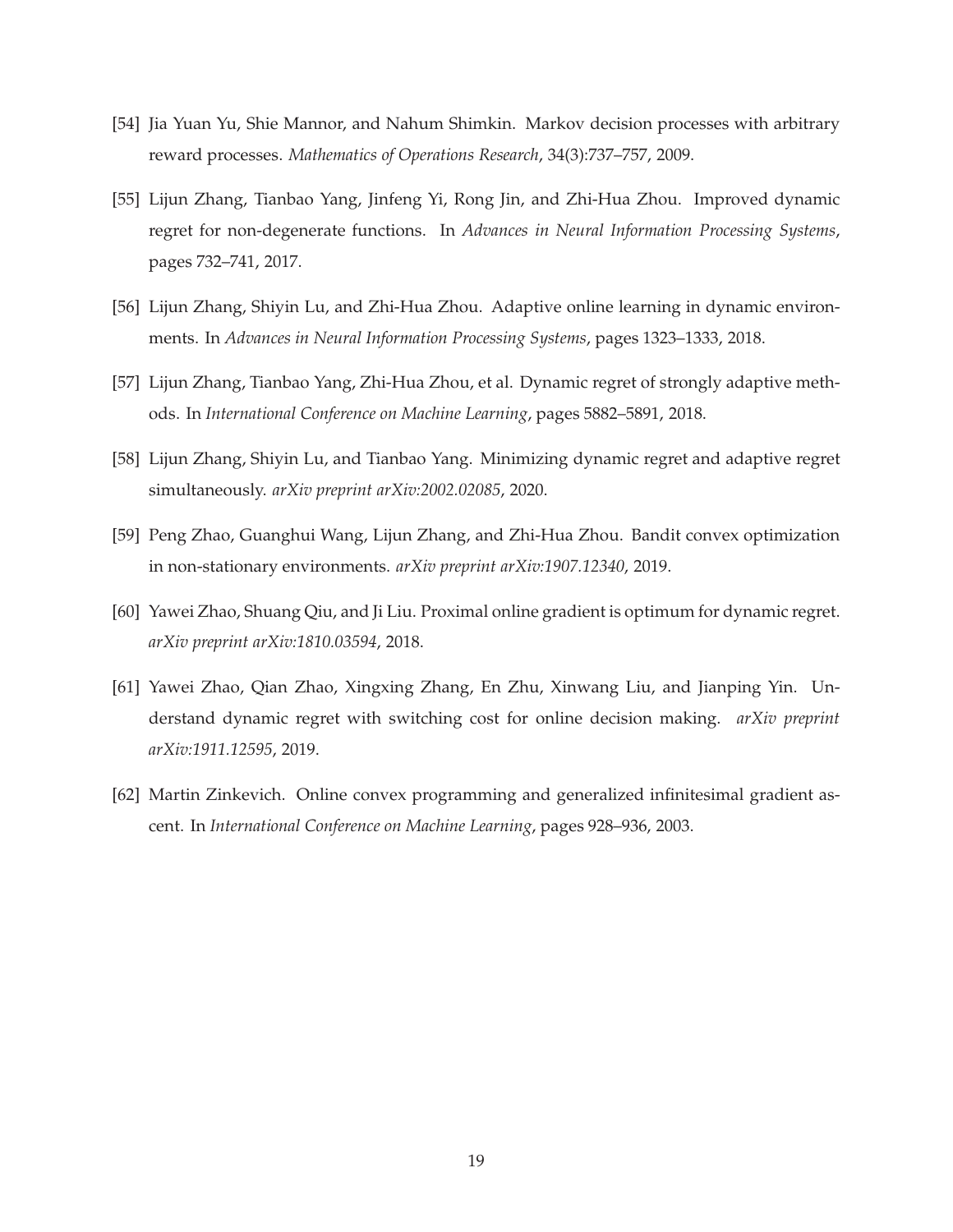[54] Jia Yuan Yu, Shie Mannor, and Nahum Shimkin. Markov decision processes with arbitrary reward processes. *Mathematics of Operations Research*, 34(3):737–757, 2009.

[55] Lijun Zhang, Tianbao Yang, Jinfeng Yi, Rong Jin, and Zhi-Hua Zhou. Improved dynamic regret for non-degenerate functions. In *Advances in Neural Information Processing Systems*, pages 732–741, 2017.

[56] Lijun Zhang, Shiyin Lu, and Zhi-Hua Zhou. Adaptive online learning in dynamic environments. In *Advances in Neural Information Processing Systems*, pages 1323–1333, 2018.

[57] Lijun Zhang, Tianbao Yang, Zhi-Hua Zhou, et al. Dynamic regret of strongly adaptive methods. In *International Conference on Machine Learning*, pages 5882–5891, 2018.

[58] Lijun Zhang, Shiyin Lu, and Tianbao Yang. Minimizing dynamic regret and adaptive regret simultaneously. *arXiv preprint arXiv:2002.02085*, 2020.

[59] Peng Zhao, Guanghui Wang, Lijun Zhang, and Zhi-Hua Zhou. Bandit convex optimization in non-stationary environments. *arXiv preprint arXiv:1907.12340*, 2019.

[60] Yawei Zhao, Shuang Qiu, and Ji Liu. Proximal online gradient is optimum for dynamic regret. *arXiv preprint arXiv:1810.03594*, 2018.

[61] Yawei Zhao, Qian Zhao, Xingxing Zhang, En Zhu, Xinwang Liu, and Jianping Yin. Understand dynamic regret with switching cost for online decision making. *arXiv preprint arXiv:1911.12595*, 2019.

[62] Martin Zinkevich. Online convex programming and generalized infinitesimal gradient ascent. In *International Conference on Machine Learning*, pages 928–936, 2003.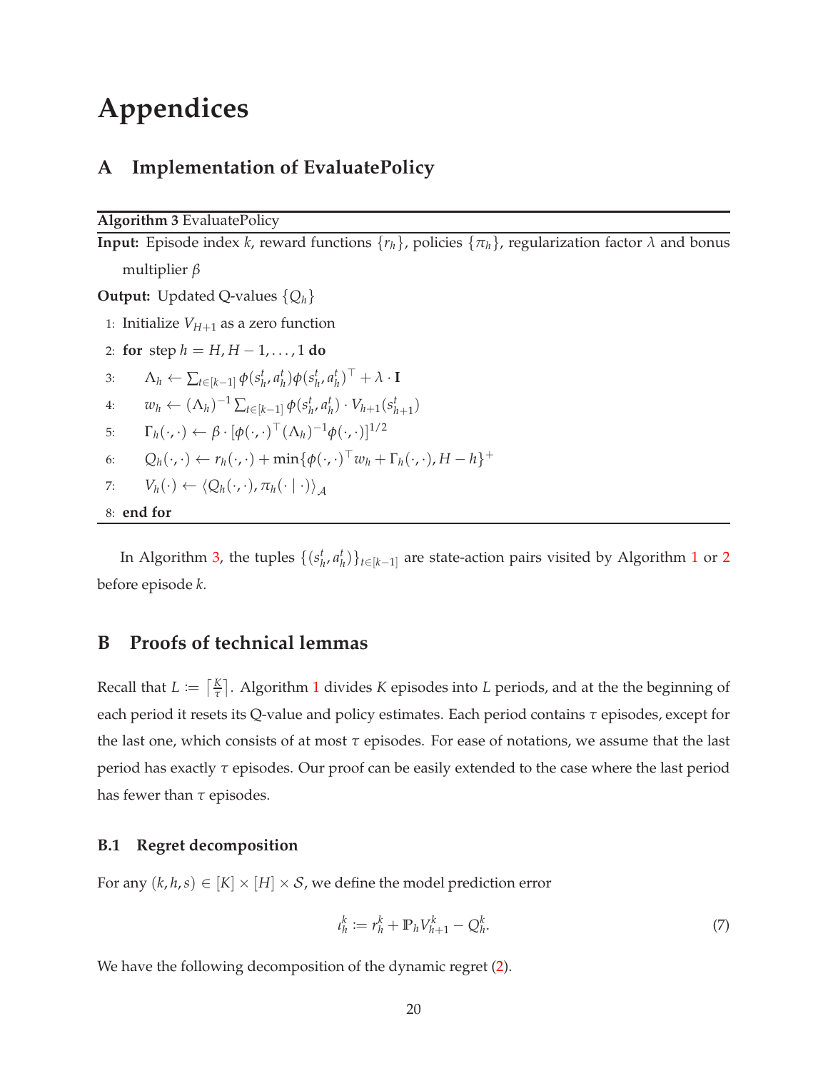# Appendices

## A Implementation of EvaluatePolicy

**Algorithm 3** EvaluatePolicy

**Input:** Episode index $k$, reward functions $\{r_h\}$, policies $\{\pi_h\}$, regularization factor $\lambda$ and bonus multiplier $\beta$

**Output:** Updated Q-values $\{Q_h\}$

1: Initialize $V_{H+1}$ as a zero function

2: **for** step $h = H, H-1, \dots, 1$ **do**

3: $\quad \Lambda_h \leftarrow \sum_{t \in [k-1]} \phi(s_h^t, a_h^t) \phi(s_h^t, a_h^t)^\top + \lambda \cdot \mathbf{I}$

4: $\quad w_h \leftarrow (\Lambda_h)^{-1} \sum_{t \in [k-1]} \phi(s_h^t, a_h^t) \cdot V_{h+1}(s_{h+1}^t)$

5: $\quad \Gamma_h(\cdot, \cdot) \leftarrow \beta \cdot [\phi(\cdot, \cdot)^\top (\Lambda_h)^{-1} \phi(\cdot, \cdot)]^{1/2}$

6: $\quad Q_h(\cdot, \cdot) \leftarrow r_h(\cdot, \cdot) + \min\{\phi(\cdot, \cdot)^\top w_h + \Gamma_h(\cdot, \cdot), H - h\}^+$

7: $\quad V_h(\cdot) \leftarrow \langle Q_h(\cdot, \cdot), \pi_h(\cdot \mid \cdot) \rangle_{\mathcal{A}}$

8: **end for**

In Algorithm 3, the tuples $\{(s_h^t, a_h^t)\}_{t \in [k-1]}$ are state-action pairs visited by Algorithm 1 or 2 before episode $k$.

## B Proofs of technical lemmas

Recall that $L := \lceil \frac{K}{\tau} \rceil$. Algorithm 1 divides $K$ episodes into $L$ periods, and at the the beginning of each period it resets its Q-value and policy estimates. Each period contains $\tau$ episodes, except for the last one, which consists of at most $\tau$ episodes. For ease of notations, we assume that the last period has exactly $\tau$ episodes. Our proof can be easily extended to the case where the last period has fewer than $\tau$ episodes.

### B.1 Regret decomposition

For any $(k, h, s) \in [K] \times [H] \times \mathcal{S}$, we define the model prediction error

$$\iota_h^k := r_h^k + \mathbb{P}_h V_{h+1}^k - Q_h^k. \tag{7}$$

We have the following decomposition of the dynamic regret (2).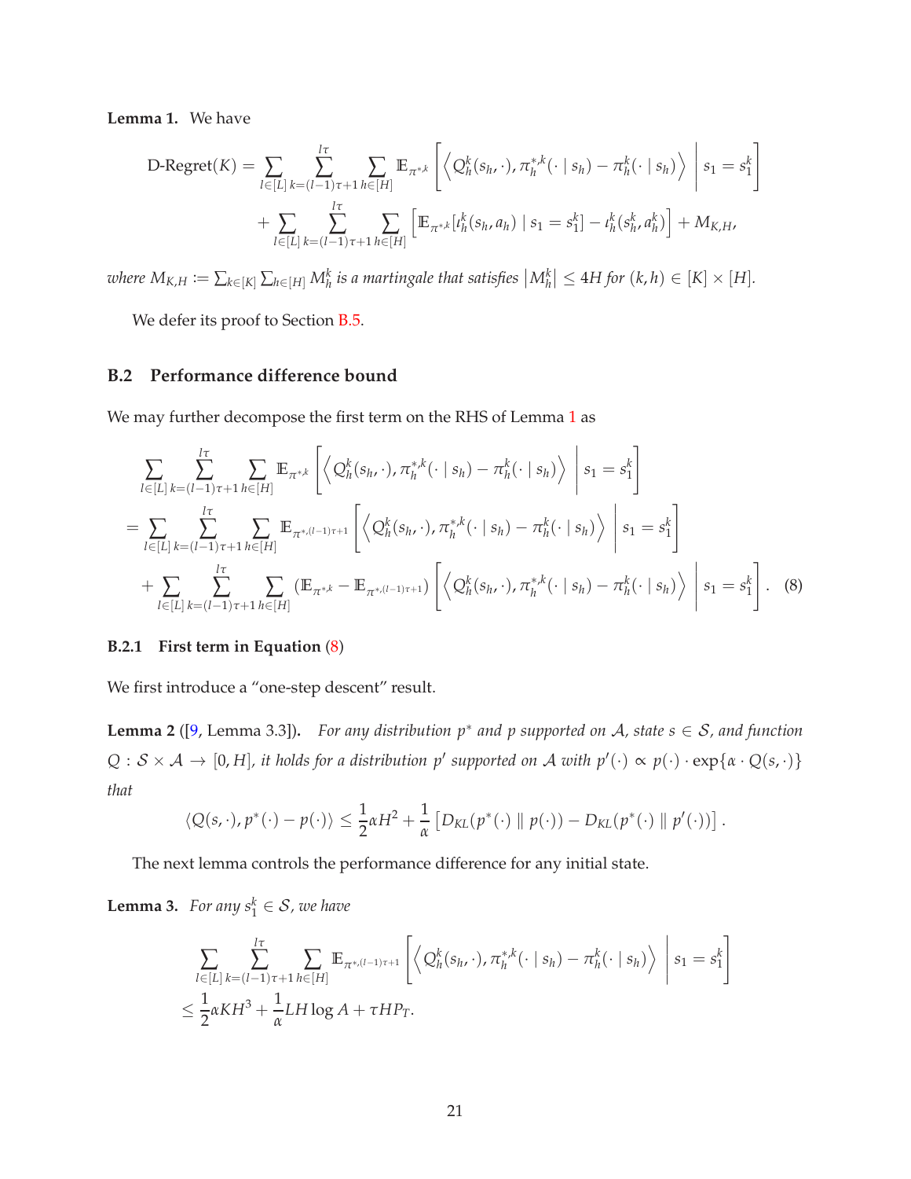**Lemma 1.** We have

$$
\begin{aligned}
\text{D-Regret}(K) &= \sum_{l\in[L]} \sum_{k=(l-1)\tau+1}^{l\tau} \sum_{h\in[H]} \mathbb{E}_{\pi^{*,k}} \left[ \left\langle Q_h^k(s_h,\cdot), \pi_h^{*,k}(\cdot \mid s_h) - \pi_h^k(\cdot \mid s_h) \right\rangle \,\middle|\, s_1 = s_1^k \right] \\
&\quad + \sum_{l\in[L]} \sum_{k=(l-1)\tau+1}^{l\tau} \sum_{h\in[H]} \left[ \mathbb{E}_{\pi^{*,k}}[\iota_h^k(s_h,a_h) \mid s_1 = s_1^k] - \iota_h^k(s_h^k, a_h^k) \right] + M_{K,H},
\end{aligned}
$$

*where $M_{K,H} := \sum_{k\in[K]} \sum_{h\in[H]} M_h^k$ is a martingale that satisfies $|M_h^k| \le 4H$ for $(k,h) \in [K]\times[H]$.*

We defer its proof to Section B.5.

## B.2 Performance difference bound

We may further decompose the first term on the RHS of Lemma 1 as

$$
\begin{aligned}
&\sum_{l\in[L]} \sum_{k=(l-1)\tau+1}^{l\tau} \sum_{h\in[H]} \mathbb{E}_{\pi^{*,k}} \left[ \left\langle Q_h^k(s_h,\cdot), \pi_h^{*,k}(\cdot \mid s_h) - \pi_h^k(\cdot \mid s_h) \right\rangle \,\middle|\, s_1 = s_1^k \right] \\
&= \sum_{l\in[L]} \sum_{k=(l-1)\tau+1}^{l\tau} \sum_{h\in[H]} \mathbb{E}_{\pi^{*,(l-1)\tau+1}} \left[ \left\langle Q_h^k(s_h,\cdot), \pi_h^{*,k}(\cdot \mid s_h) - \pi_h^k(\cdot \mid s_h) \right\rangle \,\middle|\, s_1 = s_1^k \right] \\
&\quad + \sum_{l\in[L]} \sum_{k=(l-1)\tau+1}^{l\tau} \sum_{h\in[H]} \left( \mathbb{E}_{\pi^{*,k}} - \mathbb{E}_{\pi^{*,(l-1)\tau+1}} \right) \left[ \left\langle Q_h^k(s_h,\cdot), \pi_h^{*,k}(\cdot \mid s_h) - \pi_h^k(\cdot \mid s_h) \right\rangle \,\middle|\, s_1 = s_1^k \right]. \quad (8)
\end{aligned}
$$

### B.2.1 First term in Equation (8)

We first introduce a "one-step descent" result.

**Lemma 2** ([9, Lemma 3.3])**.** *For any distribution $p^*$ and $p$ supported on $\mathcal{A}$, state $s \in \mathcal{S}$, and function $Q : \mathcal{S}\times\mathcal{A} \to [0,H]$, it holds for a distribution $p'$ supported on $\mathcal{A}$ with $p'(\cdot) \propto p(\cdot)\cdot\exp\{\alpha\cdot Q(s,\cdot)\}$ that*

$$
\langle Q(s,\cdot), p^*(\cdot) - p(\cdot) \rangle \le \frac{1}{2}\alpha H^2 + \frac{1}{\alpha}\left[ D_{KL}(p^*(\cdot) \,\|\, p(\cdot)) - D_{KL}(p^*(\cdot) \,\|\, p'(\cdot)) \right].
$$

The next lemma controls the performance difference for any initial state.

**Lemma 3.** *For any $s_1^k \in \mathcal{S}$, we have*

$$
\begin{aligned}
&\sum_{l\in[L]} \sum_{k=(l-1)\tau+1}^{l\tau} \sum_{h\in[H]} \mathbb{E}_{\pi^{*,(l-1)\tau+1}} \left[ \left\langle Q_h^k(s_h,\cdot), \pi_h^{*,k}(\cdot \mid s_h) - \pi_h^k(\cdot \mid s_h) \right\rangle \,\middle|\, s_1 = s_1^k \right] \\
&\le \frac{1}{2}\alpha K H^3 + \frac{1}{\alpha} L H \log A + \tau H P_T.
\end{aligned}
$$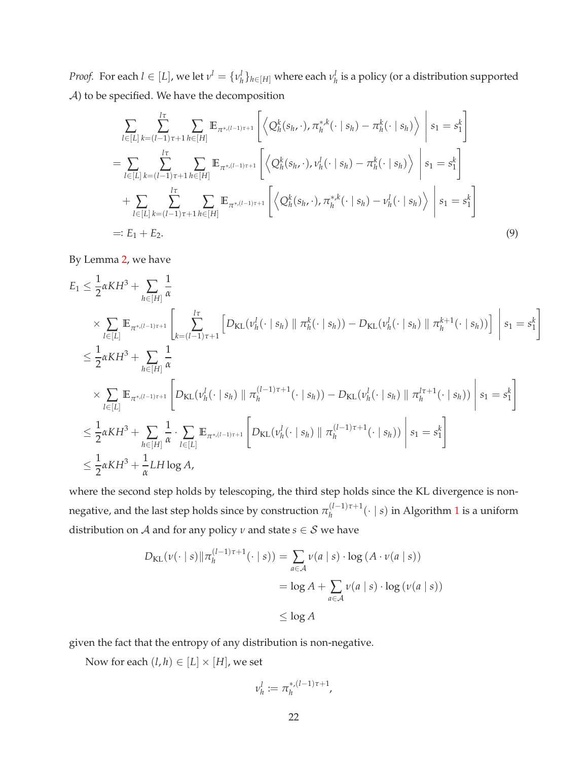*Proof.* For each $l \in [L]$, we let $\nu^l = \{\nu_h^l\}_{h\in[H]}$ where each $\nu_h^l$ is a policy (or a distribution supported $\mathcal{A}$) to be specified. We have the decomposition

$$
\begin{aligned}
&\sum_{l\in[L]} \sum_{k=(l-1)\tau+1}^{l\tau} \sum_{h\in[H]} \mathbb{E}_{\pi^{*,(l-1)\tau+1}} \left[ \left\langle Q_h^k(s_h,\cdot), \pi_h^{*,k}(\cdot \mid s_h) - \pi_h^k(\cdot \mid s_h) \right\rangle \,\middle|\, s_1 = s_1^k \right] \\
&= \sum_{l\in[L]} \sum_{k=(l-1)\tau+1}^{l\tau} \sum_{h\in[H]} \mathbb{E}_{\pi^{*,(l-1)\tau+1}} \left[ \left\langle Q_h^k(s_h,\cdot), \nu_h^l(\cdot \mid s_h) - \pi_h^k(\cdot \mid s_h) \right\rangle \,\middle|\, s_1 = s_1^k \right] \\
&\quad + \sum_{l\in[L]} \sum_{k=(l-1)\tau+1}^{l\tau} \sum_{h\in[H]} \mathbb{E}_{\pi^{*,(l-1)\tau+1}} \left[ \left\langle Q_h^k(s_h,\cdot), \pi_h^{*,k}(\cdot \mid s_h) - \nu_h^l(\cdot \mid s_h) \right\rangle \,\middle|\, s_1 = s_1^k \right] \\
&=: E_1 + E_2.
\end{aligned} \tag{9}
$$

By Lemma 2, we have

$$
\begin{aligned}
E_1 &\le \frac{1}{2}\alpha K H^3 + \sum_{h\in[H]} \frac{1}{\alpha} \\
&\quad \times \sum_{l\in[L]} \mathbb{E}_{\pi^{*,(l-1)\tau+1}} \left[ \sum_{k=(l-1)\tau+1}^{l\tau} \left[ D_{\mathrm{KL}}(\nu_h^l(\cdot \mid s_h) \,\|\, \pi_h^k(\cdot \mid s_h)) - D_{\mathrm{KL}}(\nu_h^l(\cdot \mid s_h) \,\|\, \pi_h^{k+1}(\cdot \mid s_h)) \right] \,\middle|\, s_1 = s_1^k \right] \\
&\le \frac{1}{2}\alpha K H^3 + \sum_{h\in[H]} \frac{1}{\alpha} \\
&\quad \times \sum_{l\in[L]} \mathbb{E}_{\pi^{*,(l-1)\tau+1}} \left[ D_{\mathrm{KL}}(\nu_h^l(\cdot \mid s_h) \,\|\, \pi_h^{(l-1)\tau+1}(\cdot \mid s_h)) - D_{\mathrm{KL}}(\nu_h^l(\cdot \mid s_h) \,\|\, \pi_h^{l\tau+1}(\cdot \mid s_h)) \,\middle|\, s_1 = s_1^k \right] \\
&\le \frac{1}{2}\alpha K H^3 + \sum_{h\in[H]} \frac{1}{\alpha} \cdot \sum_{l\in[L]} \mathbb{E}_{\pi^{*,(l-1)\tau+1}} \left[ D_{\mathrm{KL}}(\nu_h^l(\cdot \mid s_h) \,\|\, \pi_h^{(l-1)\tau+1}(\cdot \mid s_h)) \,\middle|\, s_1 = s_1^k \right] \\
&\le \frac{1}{2}\alpha K H^3 + \frac{1}{\alpha} L H \log A,
\end{aligned}
$$

where the second step holds by telescoping, the third step holds since the KL divergence is non-negative, and the last step holds since by construction $\pi_h^{(l-1)\tau+1}(\cdot \mid s)$ in Algorithm 1 is a uniform distribution on $\mathcal{A}$ and for any policy $\nu$ and state $s \in \mathcal{S}$ we have

$$
\begin{aligned}
D_{\mathrm{KL}}(\nu(\cdot \mid s) \| \pi_h^{(l-1)\tau+1}(\cdot \mid s)) &= \sum_{a\in\mathcal{A}} \nu(a \mid s) \cdot \log\left(A \cdot \nu(a \mid s)\right) \\
&= \log A + \sum_{a\in\mathcal{A}} \nu(a \mid s) \cdot \log\left(\nu(a \mid s)\right) \\
&\le \log A
\end{aligned}
$$

given the fact that the entropy of any distribution is non-negative.

Now for each $(l,h) \in [L] \times [H]$, we set

$$
\nu_h^l := \pi_h^{*,(l-1)\tau+1},
$$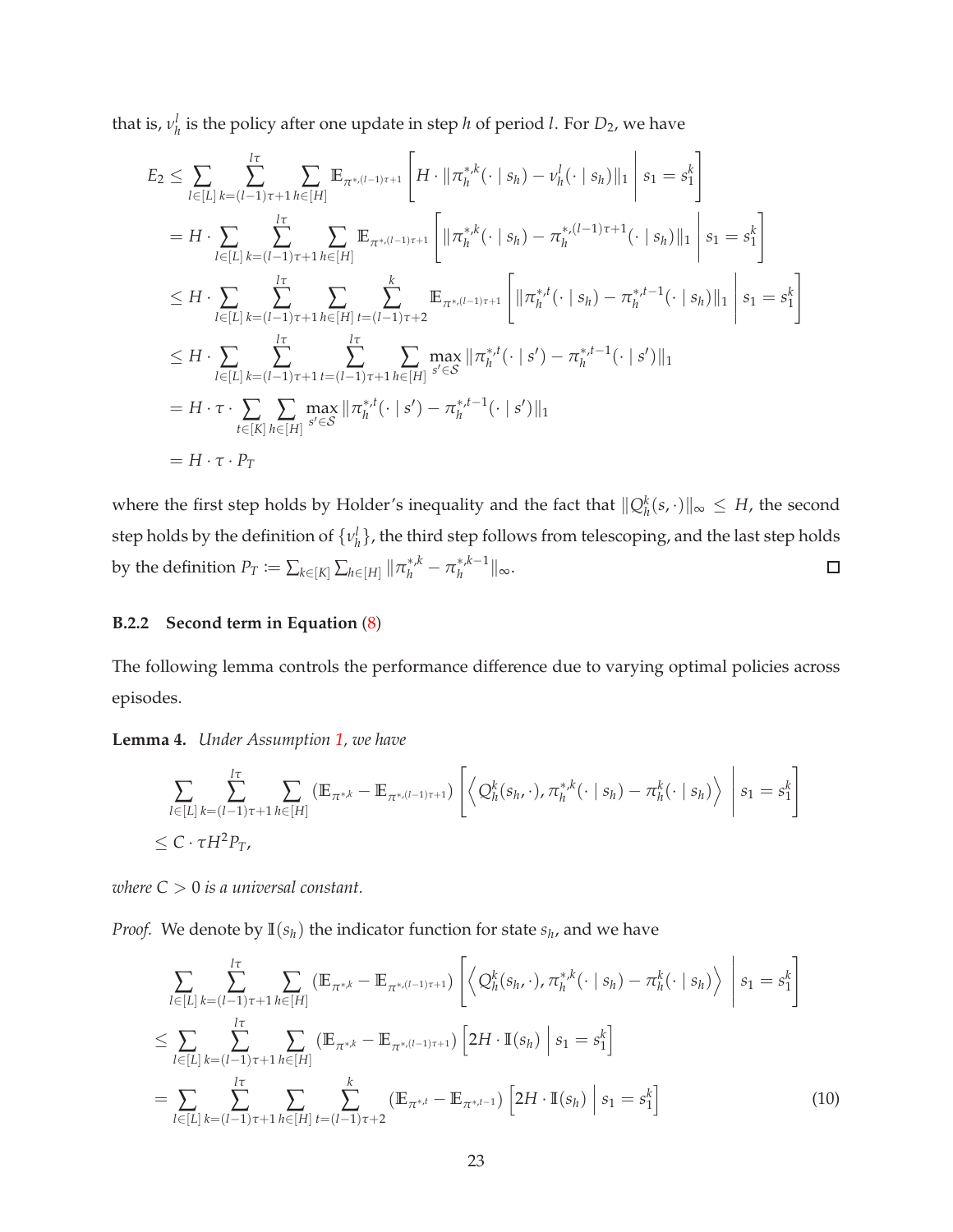that is, $\nu_h^l$ is the policy after one update in step $h$ of period $l$. For $D_2$, we have

$$
\begin{aligned}
E_2 &\leq \sum_{l\in[L]} \sum_{k=(l-1)\tau+1}^{l\tau} \sum_{h\in[H]} \mathbb{E}_{\pi^{*,(l-1)\tau+1}}\left[ H \cdot \|\pi_h^{*,k}(\cdot \mid s_h) - \nu_h^l(\cdot \mid s_h)\|_1 \,\middle|\, s_1 = s_1^k \right] \\
&= H \cdot \sum_{l\in[L]} \sum_{k=(l-1)\tau+1}^{l\tau} \sum_{h\in[H]} \mathbb{E}_{\pi^{*,(l-1)\tau+1}}\left[ \|\pi_h^{*,k}(\cdot \mid s_h) - \pi_h^{*,(l-1)\tau+1}(\cdot \mid s_h)\|_1 \,\middle|\, s_1 = s_1^k \right] \\
&\leq H \cdot \sum_{l\in[L]} \sum_{k=(l-1)\tau+1}^{l\tau} \sum_{h\in[H]} \sum_{t=(l-1)\tau+2}^{k} \mathbb{E}_{\pi^{*,(l-1)\tau+1}}\left[ \|\pi_h^{*,t}(\cdot \mid s_h) - \pi_h^{*,t-1}(\cdot \mid s_h)\|_1 \,\middle|\, s_1 = s_1^k \right] \\
&\leq H \cdot \sum_{l\in[L]} \sum_{k=(l-1)\tau+1}^{l\tau} \sum_{t=(l-1)\tau+1}^{l\tau} \sum_{h\in[H]} \max_{s'\in\mathcal{S}} \|\pi_h^{*,t}(\cdot \mid s') - \pi_h^{*,t-1}(\cdot \mid s')\|_1 \\
&= H \cdot \tau \cdot \sum_{t\in[K]} \sum_{h\in[H]} \max_{s'\in\mathcal{S}} \|\pi_h^{*,t}(\cdot \mid s') - \pi_h^{*,t-1}(\cdot \mid s')\|_1 \\
&= H \cdot \tau \cdot P_T
\end{aligned}
$$

where the first step holds by Holder's inequality and the fact that $\|Q_h^k(s,\cdot)\|_\infty \leq H$, the second step holds by the definition of $\{\nu_h^l\}$, the third step follows from telescoping, and the last step holds by the definition $P_T := \sum_{k\in[K]} \sum_{h\in[H]} \|\pi_h^{*,k} - \pi_h^{*,k-1}\|_\infty$. □

### B.2.2 Second term in Equation (8)

The following lemma controls the performance difference due to varying optimal policies across episodes.

**Lemma 4.** *Under Assumption 1, we have*

$$
\begin{aligned}
&\sum_{l\in[L]} \sum_{k=(l-1)\tau+1}^{l\tau} \sum_{h\in[H]} \left(\mathbb{E}_{\pi^{*,k}} - \mathbb{E}_{\pi^{*,(l-1)\tau+1}}\right)\left[ \left\langle Q_h^k(s_h,\cdot), \pi_h^{*,k}(\cdot \mid s_h) - \pi_h^k(\cdot \mid s_h) \right\rangle \,\middle|\, s_1 = s_1^k \right] \\
&\leq C \cdot \tau H^2 P_T,
\end{aligned}
$$

*where $C > 0$ is a universal constant.*

*Proof.* We denote by $\mathbb{I}(s_h)$ the indicator function for state $s_h$, and we have

$$
\begin{aligned}
&\sum_{l\in[L]} \sum_{k=(l-1)\tau+1}^{l\tau} \sum_{h\in[H]} \left(\mathbb{E}_{\pi^{*,k}} - \mathbb{E}_{\pi^{*,(l-1)\tau+1}}\right)\left[ \left\langle Q_h^k(s_h,\cdot), \pi_h^{*,k}(\cdot \mid s_h) - \pi_h^k(\cdot \mid s_h) \right\rangle \,\middle|\, s_1 = s_1^k \right] \\
&\leq \sum_{l\in[L]} \sum_{k=(l-1)\tau+1}^{l\tau} \sum_{h\in[H]} \left(\mathbb{E}_{\pi^{*,k}} - \mathbb{E}_{\pi^{*,(l-1)\tau+1}}\right)\left[ 2H \cdot \mathbb{I}(s_h) \,\middle|\, s_1 = s_1^k \right] \\
&= \sum_{l\in[L]} \sum_{k=(l-1)\tau+1}^{l\tau} \sum_{h\in[H]} \sum_{t=(l-1)\tau+2}^{k} \left(\mathbb{E}_{\pi^{*,t}} - \mathbb{E}_{\pi^{*,t-1}}\right)\left[ 2H \cdot \mathbb{I}(s_h) \,\middle|\, s_1 = s_1^k \right] \qquad (10)
\end{aligned}
$$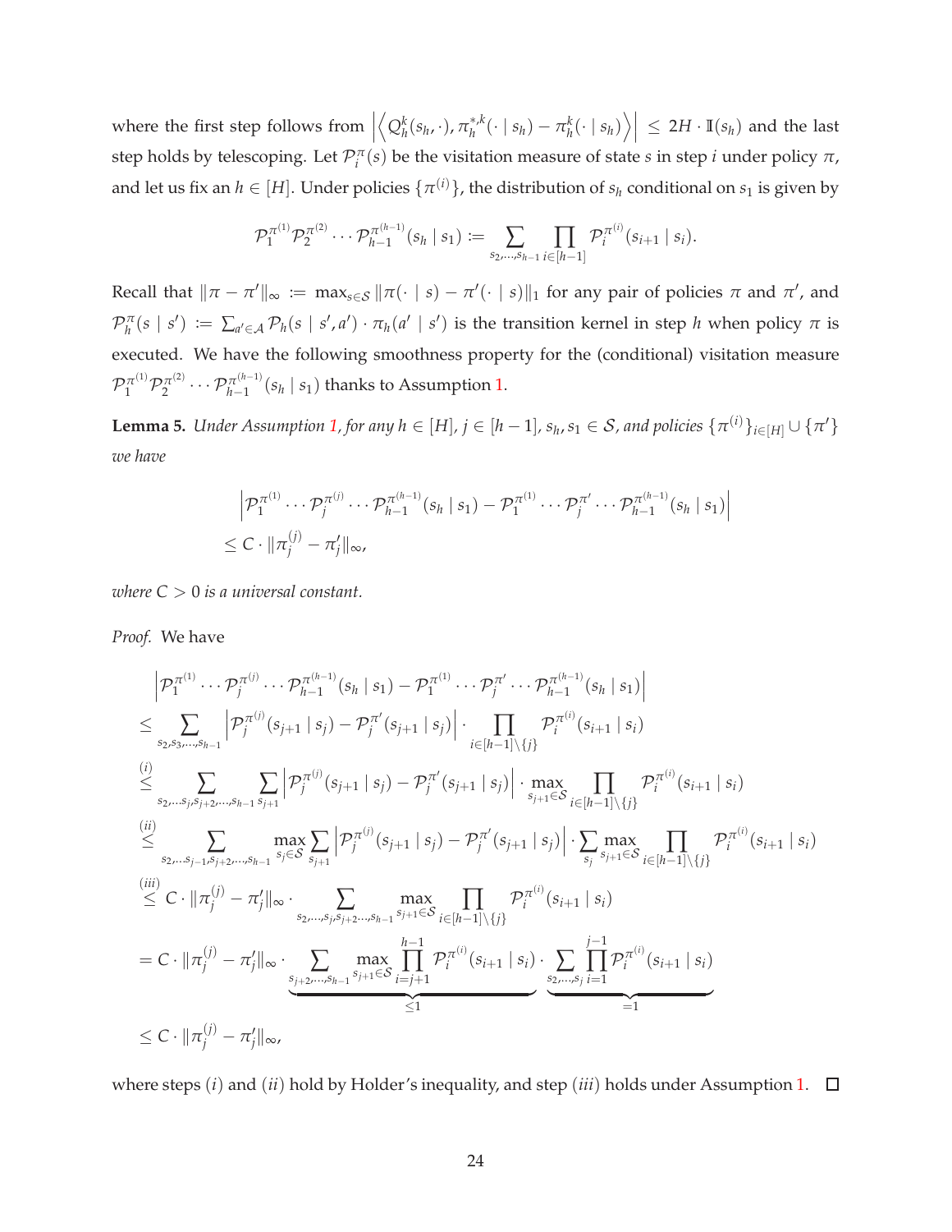where the first step follows from $\left|\left\langle Q_h^k(s_h,\cdot), \pi_h^{*,k}(\cdot \mid s_h) - \pi_h^k(\cdot \mid s_h)\right\rangle\right| \le 2H \cdot \mathbb{I}(s_h)$ and the last step holds by telescoping. Let $\mathcal{P}_i^\pi(s)$ be the visitation measure of state $s$ in step $i$ under policy $\pi$, and let us fix an $h \in [H]$. Under policies $\{\pi^{(i)}\}$, the distribution of $s_h$ conditional on $s_1$ is given by

$$
\mathcal{P}_1^{\pi^{(1)}}\mathcal{P}_2^{\pi^{(2)}}\cdots\mathcal{P}_{h-1}^{\pi^{(h-1)}}(s_h \mid s_1) := \sum_{s_2,\ldots,s_{h-1}} \prod_{i\in[h-1]} \mathcal{P}_i^{\pi^{(i)}}(s_{i+1} \mid s_i).
$$

Recall that $\|\pi - \pi'\|_\infty := \max_{s\in\mathcal{S}} \|\pi(\cdot \mid s) - \pi'(\cdot \mid s)\|_1$ for any pair of policies $\pi$ and $\pi'$, and $\mathcal{P}_h^\pi(s \mid s') := \sum_{a'\in\mathcal{A}} \mathcal{P}_h(s \mid s', a') \cdot \pi_h(a' \mid s')$ is the transition kernel in step $h$ when policy $\pi$ is executed. We have the following smoothness property for the (conditional) visitation measure $\mathcal{P}_1^{\pi^{(1)}}\mathcal{P}_2^{\pi^{(2)}}\cdots\mathcal{P}_{h-1}^{\pi^{(h-1)}}(s_h \mid s_1)$ thanks to Assumption 1.

**Lemma 5.** *Under Assumption 1, for any $h \in [H]$, $j \in [h-1]$, $s_h, s_1 \in \mathcal{S}$, and policies $\{\pi^{(i)}\}_{i\in[H]} \cup \{\pi'\}$ we have*

$$
\begin{aligned}
&\left|\mathcal{P}_1^{\pi^{(1)}}\cdots\mathcal{P}_j^{\pi^{(j)}}\cdots\mathcal{P}_{h-1}^{\pi^{(h-1)}}(s_h \mid s_1) - \mathcal{P}_1^{\pi^{(1)}}\cdots\mathcal{P}_j^{\pi'}\cdots\mathcal{P}_{h-1}^{\pi^{(h-1)}}(s_h \mid s_1)\right| \\
&\le C \cdot \|\pi_j^{(j)} - \pi_j'\|_\infty,
\end{aligned}
$$

*where $C > 0$ is a universal constant.*

*Proof.* We have

$$
\begin{aligned}
&\left|\mathcal{P}_1^{\pi^{(1)}}\cdots\mathcal{P}_j^{\pi^{(j)}}\cdots\mathcal{P}_{h-1}^{\pi^{(h-1)}}(s_h \mid s_1) - \mathcal{P}_1^{\pi^{(1)}}\cdots\mathcal{P}_j^{\pi'}\cdots\mathcal{P}_{h-1}^{\pi^{(h-1)}}(s_h \mid s_1)\right| \\
&\le \sum_{s_2,s_3,\ldots,s_{h-1}} \left|\mathcal{P}_j^{\pi^{(j)}}(s_{j+1} \mid s_j) - \mathcal{P}_j^{\pi'}(s_{j+1} \mid s_j)\right| \cdot \prod_{i\in[h-1]\setminus\{j\}} \mathcal{P}_i^{\pi^{(i)}}(s_{i+1} \mid s_i) \\
&\overset{(i)}{\le} \sum_{s_2,\ldots s_j,s_{j+2},\ldots,s_{h-1}} \sum_{s_{j+1}} \left|\mathcal{P}_j^{\pi^{(j)}}(s_{j+1} \mid s_j) - \mathcal{P}_j^{\pi'}(s_{j+1} \mid s_j)\right| \cdot \max_{s_{j+1}\in\mathcal{S}} \prod_{i\in[h-1]\setminus\{j\}} \mathcal{P}_i^{\pi^{(i)}}(s_{i+1} \mid s_i) \\
&\overset{(ii)}{\le} \sum_{s_2,\ldots s_{j-1},s_{j+2},\ldots,s_{h-1}} \max_{s_j\in\mathcal{S}} \sum_{s_{j+1}} \left|\mathcal{P}_j^{\pi^{(j)}}(s_{j+1} \mid s_j) - \mathcal{P}_j^{\pi'}(s_{j+1} \mid s_j)\right| \cdot \sum_{s_j} \max_{s_{j+1}\in\mathcal{S}} \prod_{i\in[h-1]\setminus\{j\}} \mathcal{P}_i^{\pi^{(i)}}(s_{i+1} \mid s_i) \\
&\overset{(iii)}{\le} C \cdot \|\pi_j^{(j)} - \pi_j'\|_\infty \cdot \sum_{s_2,\ldots,s_j,s_{j+2}\ldots,s_{h-1}} \max_{s_{j+1}\in\mathcal{S}} \prod_{i\in[h-1]\setminus\{j\}} \mathcal{P}_i^{\pi^{(i)}}(s_{i+1} \mid s_i) \\
&= C \cdot \|\pi_j^{(j)} - \pi_j'\|_\infty \cdot \underbrace{\sum_{s_{j+2},\ldots,s_{h-1}} \max_{s_{j+1}\in\mathcal{S}} \prod_{i=j+1}^{h-1} \mathcal{P}_i^{\pi^{(i)}}(s_{i+1} \mid s_i)}_{\le 1} \cdot \underbrace{\sum_{s_2,\ldots,s_j} \prod_{i=1}^{j-1} \mathcal{P}_i^{\pi^{(i)}}(s_{i+1} \mid s_i)}_{=1} \\
&\le C \cdot \|\pi_j^{(j)} - \pi_j'\|_\infty,
\end{aligned}
$$

where steps $(i)$ and $(ii)$ hold by Holder's inequality, and step $(iii)$ holds under Assumption 1. $\square$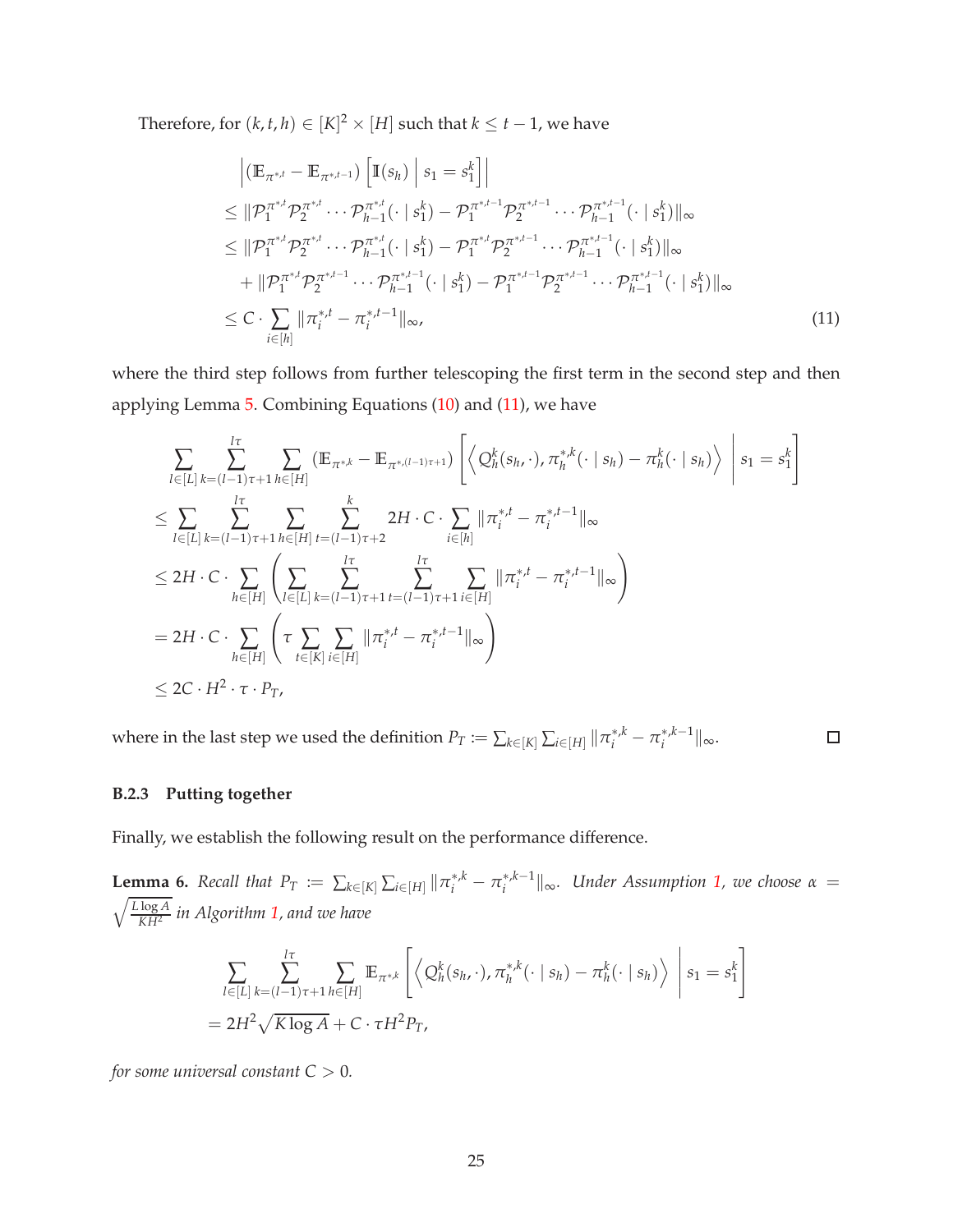Therefore, for $(k, t, h) \in [K]^2 \times [H]$ such that $k \leq t - 1$, we have

$$
\begin{aligned}
&\left| (\mathbb{E}_{\pi^{*,t}} - \mathbb{E}_{\pi^{*,t-1}}) \left[ \mathbb{I}(s_h) \;\middle|\; s_1 = s_1^k \right] \right| \\
&\leq \| \mathcal{P}_1^{\pi_1^{*,t}} \mathcal{P}_2^{\pi_2^{*,t}} \cdots \mathcal{P}_{h-1}^{\pi_{h-1}^{*,t}}(\cdot \mid s_1^k) - \mathcal{P}_1^{\pi_1^{*,t-1}} \mathcal{P}_2^{\pi_2^{*,t-1}} \cdots \mathcal{P}_{h-1}^{\pi_{h-1}^{*,t-1}}(\cdot \mid s_1^k) \|_\infty \\
&\leq \| \mathcal{P}_1^{\pi_1^{*,t}} \mathcal{P}_2^{\pi_2^{*,t}} \cdots \mathcal{P}_{h-1}^{\pi_{h-1}^{*,t}}(\cdot \mid s_1^k) - \mathcal{P}_1^{\pi_1^{*,t}} \mathcal{P}_2^{\pi_2^{*,t-1}} \cdots \mathcal{P}_{h-1}^{\pi_{h-1}^{*,t-1}}(\cdot \mid s_1^k) \|_\infty \\
&\quad + \| \mathcal{P}_1^{\pi_1^{*,t}} \mathcal{P}_2^{\pi_2^{*,t-1}} \cdots \mathcal{P}_{h-1}^{\pi_{h-1}^{*,t-1}}(\cdot \mid s_1^k) - \mathcal{P}_1^{\pi_1^{*,t-1}} \mathcal{P}_2^{\pi_2^{*,t-1}} \cdots \mathcal{P}_{h-1}^{\pi_{h-1}^{*,t-1}}(\cdot \mid s_1^k) \|_\infty \\
&\leq C \cdot \sum_{i \in [h]} \| \pi_i^{*,t} - \pi_i^{*,t-1} \|_\infty,
\end{aligned} \tag{11}
$$

where the third step follows from further telescoping the first term in the second step and then applying Lemma 5. Combining Equations (10) and (11), we have

$$
\begin{aligned}
&\sum_{l \in [L]} \sum_{k=(l-1)\tau+1}^{l\tau} \sum_{h \in [H]} (\mathbb{E}_{\pi^{*,k}} - \mathbb{E}_{\pi^{*,(l-1)\tau+1}}) \left[ \left\langle Q_h^k(s_h, \cdot), \pi_h^{*,k}(\cdot \mid s_h) - \pi_h^k(\cdot \mid s_h) \right\rangle \;\middle|\; s_1 = s_1^k \right] \\
&\leq \sum_{l \in [L]} \sum_{k=(l-1)\tau+1}^{l\tau} \sum_{h \in [H]} \sum_{t=(l-1)\tau+2}^{k} 2H \cdot C \cdot \sum_{i \in [h]} \| \pi_i^{*,t} - \pi_i^{*,t-1} \|_\infty \\
&\leq 2H \cdot C \cdot \sum_{h \in [H]} \left( \sum_{l \in [L]} \sum_{k=(l-1)\tau+1}^{l\tau} \sum_{t=(l-1)\tau+1}^{l\tau} \sum_{i \in [H]} \| \pi_i^{*,t} - \pi_i^{*,t-1} \|_\infty \right) \\
&= 2H \cdot C \cdot \sum_{h \in [H]} \left( \tau \sum_{t \in [K]} \sum_{i \in [H]} \| \pi_i^{*,t} - \pi_i^{*,t-1} \|_\infty \right) \\
&\leq 2C \cdot H^2 \cdot \tau \cdot P_T,
\end{aligned}
$$

where in the last step we used the definition $P_T := \sum_{k \in [K]} \sum_{i \in [H]} \| \pi_i^{*,k} - \pi_i^{*,k-1} \|_\infty$. □

### B.2.3 Putting together

Finally, we establish the following result on the performance difference.

**Lemma 6.** *Recall that $P_T := \sum_{k \in [K]} \sum_{i \in [H]} \| \pi_i^{*,k} - \pi_i^{*,k-1} \|_\infty$. Under Assumption 1, we choose $\alpha = \sqrt{\frac{L \log A}{KH^2}}$ in Algorithm 1, and we have*

$$
\begin{aligned}
&\sum_{l \in [L]} \sum_{k=(l-1)\tau+1}^{l\tau} \sum_{h \in [H]} \mathbb{E}_{\pi^{*,k}} \left[ \left\langle Q_h^k(s_h, \cdot), \pi_h^{*,k}(\cdot \mid s_h) - \pi_h^k(\cdot \mid s_h) \right\rangle \;\middle|\; s_1 = s_1^k \right] \\
&= 2H^2 \sqrt{K \log A} + C \cdot \tau H^2 P_T,
\end{aligned}
$$

*for some universal constant $C > 0$.*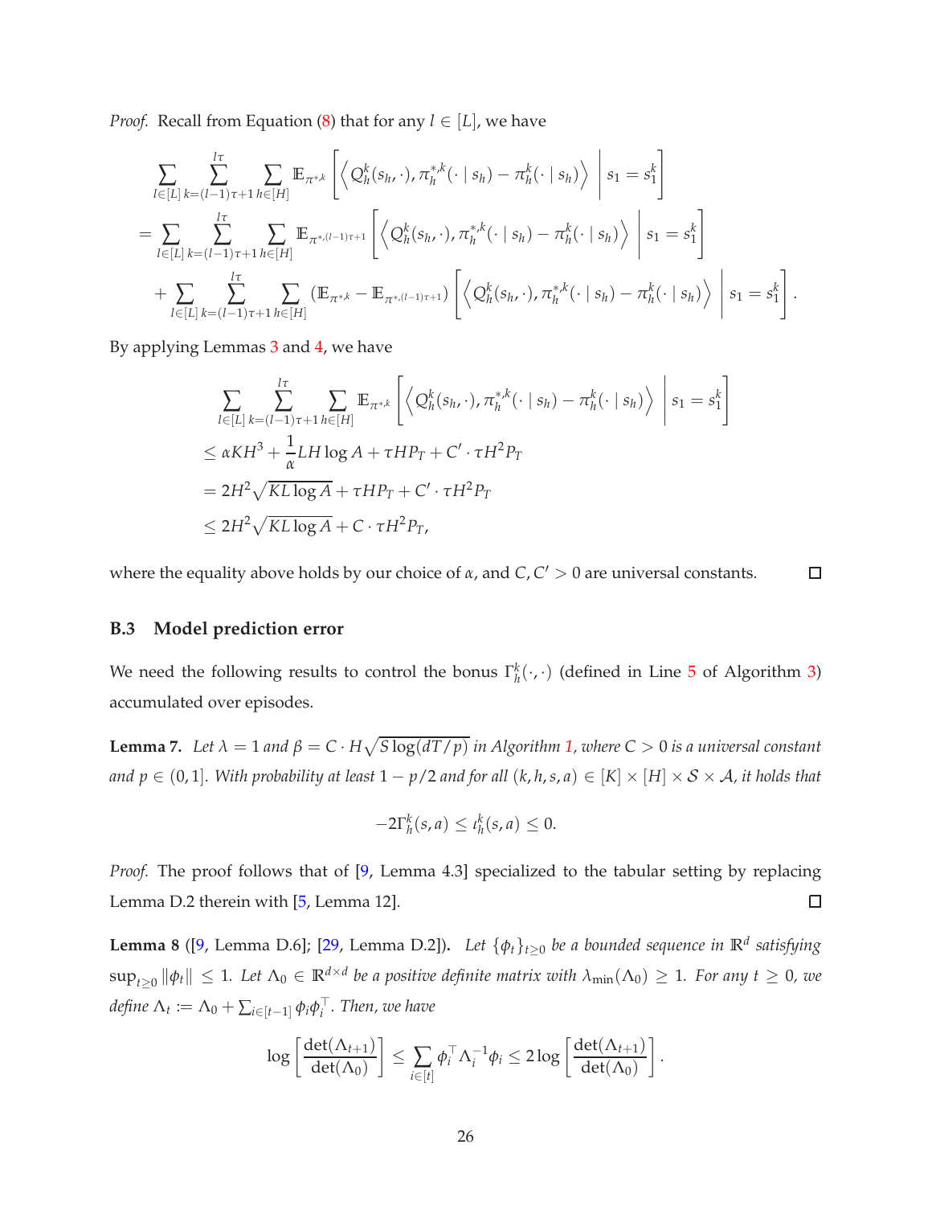*Proof.* Recall from Equation (8) that for any $l \in [L]$, we have

$$
\begin{aligned}
&\sum_{l\in[L]} \sum_{k=(l-1)\tau+1}^{l\tau} \sum_{h\in[H]} \mathbb{E}_{\pi^{*,k}} \left[ \left\langle Q_h^k(s_h, \cdot), \pi_h^{*,k}(\cdot \mid s_h) - \pi_h^k(\cdot \mid s_h) \right\rangle \;\middle|\; s_1 = s_1^k \right] \\
&= \sum_{l\in[L]} \sum_{k=(l-1)\tau+1}^{l\tau} \sum_{h\in[H]} \mathbb{E}_{\pi^{*,(l-1)\tau+1}} \left[ \left\langle Q_h^k(s_h, \cdot), \pi_h^{*,k}(\cdot \mid s_h) - \pi_h^k(\cdot \mid s_h) \right\rangle \;\middle|\; s_1 = s_1^k \right] \\
&\quad + \sum_{l\in[L]} \sum_{k=(l-1)\tau+1}^{l\tau} \sum_{h\in[H]} \left( \mathbb{E}_{\pi^{*,k}} - \mathbb{E}_{\pi^{*,(l-1)\tau+1}} \right) \left[ \left\langle Q_h^k(s_h, \cdot), \pi_h^{*,k}(\cdot \mid s_h) - \pi_h^k(\cdot \mid s_h) \right\rangle \;\middle|\; s_1 = s_1^k \right].
\end{aligned}
$$

By applying Lemmas 3 and 4, we have

$$
\begin{aligned}
&\sum_{l\in[L]} \sum_{k=(l-1)\tau+1}^{l\tau} \sum_{h\in[H]} \mathbb{E}_{\pi^{*,k}} \left[ \left\langle Q_h^k(s_h, \cdot), \pi_h^{*,k}(\cdot \mid s_h) - \pi_h^k(\cdot \mid s_h) \right\rangle \;\middle|\; s_1 = s_1^k \right] \\
&\le \alpha K H^3 + \frac{1}{\alpha} L H \log A + \tau H P_T + C' \cdot \tau H^2 P_T \\
&= 2H^2 \sqrt{KL \log A} + \tau H P_T + C' \cdot \tau H^2 P_T \\
&\le 2H^2 \sqrt{KL \log A} + C \cdot \tau H^2 P_T,
\end{aligned}
$$

where the equality above holds by our choice of $\alpha$, and $C, C' > 0$ are universal constants. $\square$

### B.3 Model prediction error

We need the following results to control the bonus $\Gamma_h^k(\cdot, \cdot)$ (defined in Line 5 of Algorithm 3) accumulated over episodes.

**Lemma 7.** *Let $\lambda = 1$ and $\beta = C \cdot H\sqrt{S \log(dT/p)}$ in Algorithm 1, where $C > 0$ is a universal constant and $p \in (0, 1]$. With probability at least $1 - p/2$ and for all $(k, h, s, a) \in [K] \times [H] \times \mathcal{S} \times \mathcal{A}$, it holds that*

$$
-2\Gamma_h^k(s, a) \le \iota_h^k(s, a) \le 0.
$$

*Proof.* The proof follows that of [9, Lemma 4.3] specialized to the tabular setting by replacing Lemma D.2 therein with [5, Lemma 12]. $\square$

**Lemma 8** ([9, Lemma D.6]; [29, Lemma D.2])**.** *Let $\{\phi_t\}_{t\ge0}$ be a bounded sequence in $\mathbb{R}^d$ satisfying $\sup_{t\ge0} \|\phi_t\| \le 1$. Let $\Lambda_0 \in \mathbb{R}^{d\times d}$ be a positive definite matrix with $\lambda_{\min}(\Lambda_0) \ge 1$. For any $t \ge 0$, we define $\Lambda_t := \Lambda_0 + \sum_{i\in[t-1]} \phi_i \phi_i^\top$. Then, we have*

$$
\log\left[\frac{\det(\Lambda_{t+1})}{\det(\Lambda_0)}\right] \le \sum_{i\in[t]} \phi_i^\top \Lambda_i^{-1} \phi_i \le 2 \log\left[\frac{\det(\Lambda_{t+1})}{\det(\Lambda_0)}\right].
$$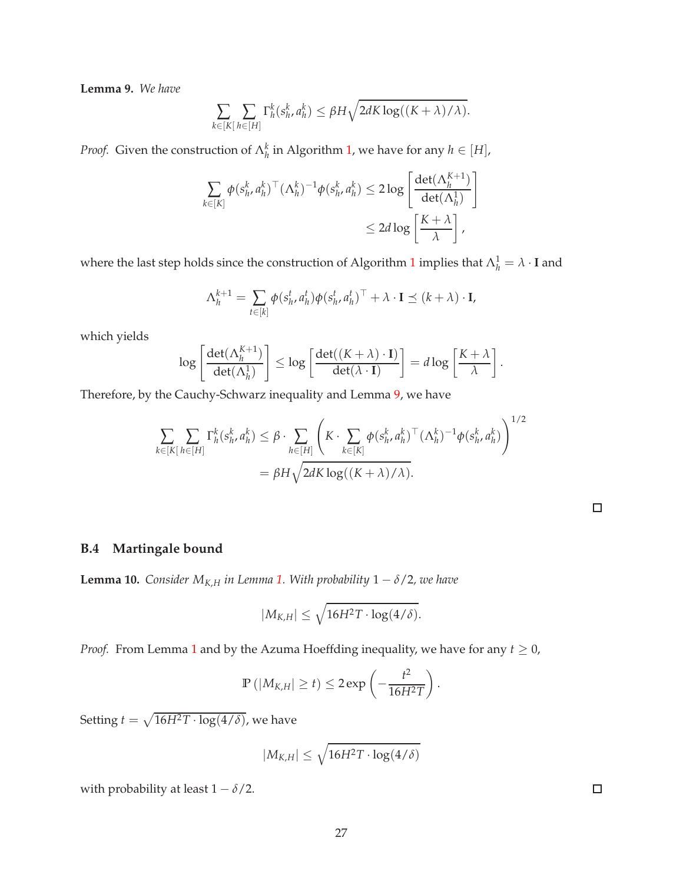**Lemma 9.** *We have*

$$\sum_{k\in[K[}\sum_{h\in[H]}\Gamma_h^k(s_h^k,a_h^k)\leq \beta H\sqrt{2dK\log((K+\lambda)/\lambda)}.$$

*Proof.* Given the construction of $\Lambda_h^k$ in Algorithm 1, we have for any $h\in[H]$,

$$\begin{aligned}\sum_{k\in[K]}\phi(s_h^k,a_h^k)^\top(\Lambda_h^k)^{-1}\phi(s_h^k,a_h^k)&\leq 2\log\left[\frac{\det(\Lambda_h^{K+1})}{\det(\Lambda_h^1)}\right]\\&\leq 2d\log\left[\frac{K+\lambda}{\lambda}\right],\end{aligned}$$

where the last step holds since the construction of Algorithm 1 implies that $\Lambda_h^1=\lambda\cdot\mathbf{I}$ and

$$\Lambda_h^{k+1}=\sum_{t\in[k]}\phi(s_h^t,a_h^t)\phi(s_h^t,a_h^t)^\top+\lambda\cdot\mathbf{I}\preceq(k+\lambda)\cdot\mathbf{I},$$

which yields

$$\log\left[\frac{\det(\Lambda_h^{K+1})}{\det(\Lambda_h^1)}\right]\leq\log\left[\frac{\det((K+\lambda)\cdot\mathbf{I})}{\det(\lambda\cdot\mathbf{I})}\right]=d\log\left[\frac{K+\lambda}{\lambda}\right].$$

Therefore, by the Cauchy-Schwarz inequality and Lemma 9, we have

$$\begin{aligned}\sum_{k\in[K[}\sum_{h\in[H]}\Gamma_h^k(s_h^k,a_h^k)&\leq\beta\cdot\sum_{h\in[H]}\left(K\cdot\sum_{k\in[K]}\phi(s_h^k,a_h^k)^\top(\Lambda_h^k)^{-1}\phi(s_h^k,a_h^k)\right)^{1/2}\\&=\beta H\sqrt{2dK\log((K+\lambda)/\lambda)}.\end{aligned}$$

□

### B.4 Martingale bound

**Lemma 10.** *Consider $M_{K,H}$ in Lemma 1. With probability $1-\delta/2$, we have*

$$|M_{K,H}|\leq\sqrt{16H^2T\cdot\log(4/\delta)}.$$

*Proof.* From Lemma 1 and by the Azuma Hoeffding inequality, we have for any $t\geq 0$,

$$\mathbb{P}\left(|M_{K,H}|\geq t\right)\leq 2\exp\left(-\frac{t^2}{16H^2T}\right).$$

Setting $t=\sqrt{16H^2T\cdot\log(4/\delta)}$, we have

$$|M_{K,H}|\leq\sqrt{16H^2T\cdot\log(4/\delta)}$$

with probability at least $1-\delta/2$.

□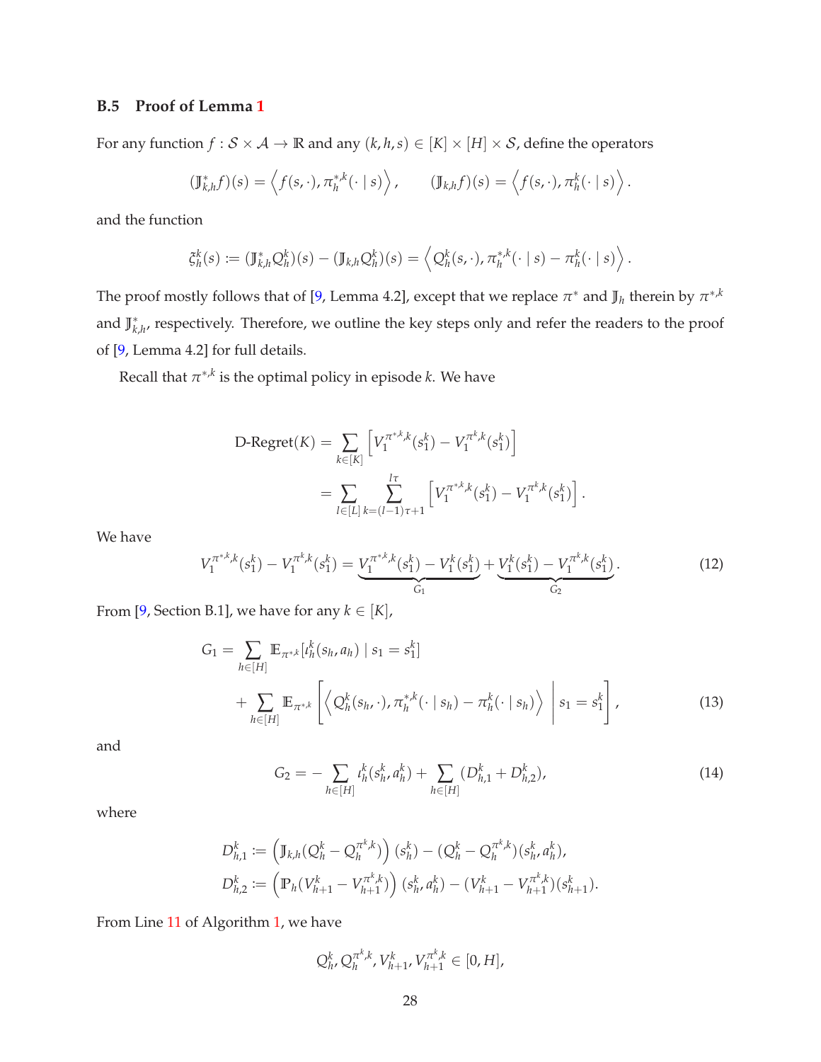### B.5 Proof of Lemma 1

For any function $f : \mathcal{S} \times \mathcal{A} \to \mathbb{R}$ and any $(k, h, s) \in [K] \times [H] \times \mathcal{S}$, define the operators

$$(\mathbb{J}^*_{k,h} f)(s) = \left\langle f(s, \cdot), \pi^{*,k}_h(\cdot \mid s) \right\rangle, \qquad (\mathbb{J}_{k,h} f)(s) = \left\langle f(s, \cdot), \pi^k_h(\cdot \mid s) \right\rangle.$$

and the function

$$\xi^k_h(s) := (\mathbb{J}^*_{k,h} Q^k_h)(s) - (\mathbb{J}_{k,h} Q^k_h)(s) = \left\langle Q^k_h(s, \cdot), \pi^{*,k}_h(\cdot \mid s) - \pi^k_h(\cdot \mid s) \right\rangle.$$

The proof mostly follows that of [9, Lemma 4.2], except that we replace $\pi^*$ and $\mathbb{J}_h$ therein by $\pi^{*,k}$ and $\mathbb{J}^*_{k,h}$, respectively. Therefore, we outline the key steps only and refer the readers to the proof of [9, Lemma 4.2] for full details.

Recall that $\pi^{*,k}$ is the optimal policy in episode $k$. We have

$$\begin{aligned}
\text{D-Regret}(K) &= \sum_{k \in [K]} \left[ V^{\pi^{*,k},k}_1(s^k_1) - V^{\pi^k,k}_1(s^k_1) \right] \\
&= \sum_{l \in [L]} \sum_{k=(l-1)\tau+1}^{l\tau} \left[ V^{\pi^{*,k},k}_1(s^k_1) - V^{\pi^k,k}_1(s^k_1) \right].
\end{aligned}$$

We have

$$V^{\pi^{*,k},k}_1(s^k_1) - V^{\pi^k,k}_1(s^k_1) = \underbrace{V^{\pi^{*,k},k}_1(s^k_1) - V^k_1(s^k_1)}_{G_1} + \underbrace{V^k_1(s^k_1) - V^{\pi^k,k}_1(s^k_1)}_{G_2}. \tag{12}$$

From [9, Section B.1], we have for any $k \in [K]$,

$$\begin{aligned}
G_1 &= \sum_{h \in [H]} \mathbb{E}_{\pi^{*,k}}[\iota^k_h(s_h, a_h) \mid s_1 = s^k_1] \\
&\quad + \sum_{h \in [H]} \mathbb{E}_{\pi^{*,k}} \left[ \left\langle Q^k_h(s_h, \cdot), \pi^{*,k}_h(\cdot \mid s_h) - \pi^k_h(\cdot \mid s_h) \right\rangle \,\middle|\, s_1 = s^k_1 \right],
\end{aligned} \tag{13}$$

and

$$G_2 = -\sum_{h \in [H]} \iota^k_h(s^k_h, a^k_h) + \sum_{h \in [H]} (D^k_{h,1} + D^k_{h,2}), \tag{14}$$

where

$$\begin{aligned}
D^k_{h,1} &:= \left( \mathbb{J}_{k,h}(Q^k_h - Q^{\pi^k,k}_h) \right)(s^k_h) - (Q^k_h - Q^{\pi^k,k}_h)(s^k_h, a^k_h), \\
D^k_{h,2} &:= \left( \mathbb{P}_h(V^k_{h+1} - V^{\pi^k,k}_{h+1}) \right)(s^k_h, a^k_h) - (V^k_{h+1} - V^{\pi^k,k}_{h+1})(s^k_{h+1}).
\end{aligned}$$

From Line 11 of Algorithm 1, we have

$$Q^k_h, Q^{\pi^k,k}_h, V^k_{h+1}, V^{\pi^k,k}_{h+1} \in [0, H],$$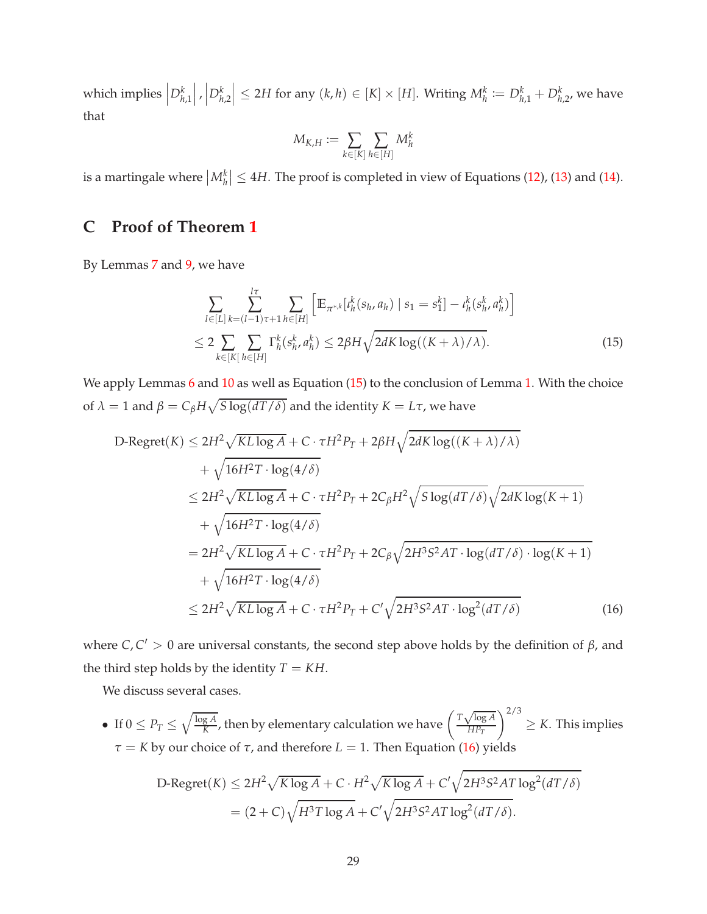which implies $\left|D_{h,1}^k\right|, \left|D_{h,2}^k\right| \leq 2H$ for any $(k,h) \in [K] \times [H]$. Writing $M_h^k := D_{h,1}^k + D_{h,2}^k$, we have that

$$M_{K,H} := \sum_{k\in[K]} \sum_{h\in[H]} M_h^k$$

is a martingale where $\left|M_h^k\right| \leq 4H$. The proof is completed in view of Equations (12), (13) and (14).

## C Proof of Theorem 1

By Lemmas 7 and 9, we have

$$\sum_{l\in[L]} \sum_{k=(l-1)\tau+1}^{l\tau} \sum_{h\in[H]} \left[\mathbb{E}_{\pi^{*,k}}[\iota_h^k(s_h, a_h) \mid s_1 = s_1^k] - \iota_h^k(s_h^k, a_h^k)\right]$$
$$\leq 2 \sum_{k\in[K[} \sum_{h\in[H]} \Gamma_h^k(s_h^k, a_h^k) \leq 2\beta H \sqrt{2dK \log((K+\lambda)/\lambda)}. \tag{15}$$

We apply Lemmas 6 and 10 as well as Equation (15) to the conclusion of Lemma 1. With the choice of $\lambda = 1$ and $\beta = C_\beta H\sqrt{S\log(dT/\delta)}$ and the identity $K = L\tau$, we have

$$\begin{aligned}
\text{D-Regret}(K) &\leq 2H^2\sqrt{KL\log A} + C\cdot \tau H^2 P_T + 2\beta H\sqrt{2dK\log((K+\lambda)/\lambda)} \\
&\quad + \sqrt{16H^2T\cdot \log(4/\delta)} \\
&\leq 2H^2\sqrt{KL\log A} + C\cdot \tau H^2 P_T + 2C_\beta H^2\sqrt{S\log(dT/\delta)}\sqrt{2dK\log(K+1)} \\
&\quad + \sqrt{16H^2T\cdot \log(4/\delta)} \\
&= 2H^2\sqrt{KL\log A} + C\cdot \tau H^2 P_T + 2C_\beta\sqrt{2H^3S^2AT\cdot \log(dT/\delta)\cdot \log(K+1)} \\
&\quad + \sqrt{16H^2T\cdot \log(4/\delta)} \\
&\leq 2H^2\sqrt{KL\log A} + C\cdot \tau H^2 P_T + C'\sqrt{2H^3S^2AT\cdot \log^2(dT/\delta)}
\end{aligned} \tag{16}$$

where $C, C' > 0$ are universal constants, the second step above holds by the definition of $\beta$, and the third step holds by the identity $T = KH$.

We discuss several cases.

- If $0 \leq P_T \leq \sqrt{\frac{\log A}{K}}$, then by elementary calculation we have $\left(\frac{T\sqrt{\log A}}{HP_T}\right)^{2/3} \geq K$. This implies $\tau = K$ by our choice of $\tau$, and therefore $L = 1$. Then Equation (16) yields

$$\begin{aligned}
\text{D-Regret}(K) &\leq 2H^2\sqrt{K\log A} + C\cdot H^2\sqrt{K\log A} + C'\sqrt{2H^3S^2AT\log^2(dT/\delta)} \\
&= (2+C)\sqrt{H^3T\log A} + C'\sqrt{2H^3S^2AT\log^2(dT/\delta)}.
\end{aligned}$$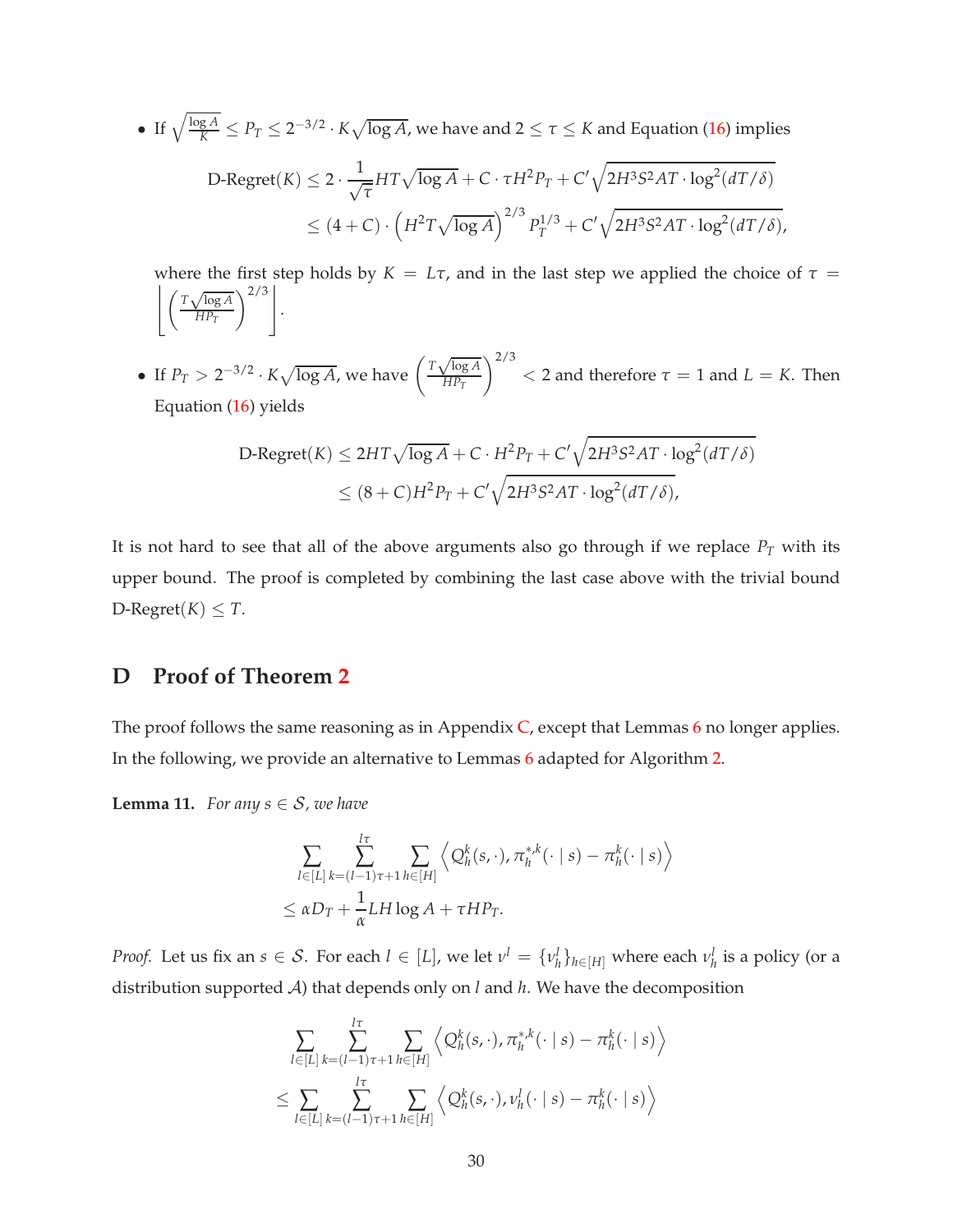- If $\sqrt{\frac{\log A}{K}} \le P_T \le 2^{-3/2} \cdot K\sqrt{\log A}$, we have and $2 \le \tau \le K$ and Equation (16) implies

$$
\begin{aligned}
\text{D-Regret}(K) &\le 2 \cdot \frac{1}{\sqrt{\tau}} HT\sqrt{\log A} + C \cdot \tau H^2 P_T + C'\sqrt{2H^3S^2AT \cdot \log^2(dT/\delta)} \\
&\le (4+C) \cdot \left(H^2 T\sqrt{\log A}\right)^{2/3} P_T^{1/3} + C'\sqrt{2H^3S^2AT \cdot \log^2(dT/\delta)},
\end{aligned}
$$

  where the first step holds by $K = L\tau$, and in the last step we applied the choice of $\tau = \left\lfloor \left(\frac{T\sqrt{\log A}}{HP_T}\right)^{2/3} \right\rfloor$.

- If $P_T > 2^{-3/2} \cdot K\sqrt{\log A}$, we have $\left(\frac{T\sqrt{\log A}}{HP_T}\right)^{2/3} < 2$ and therefore $\tau = 1$ and $L = K$. Then Equation (16) yields

$$
\begin{aligned}
\text{D-Regret}(K) &\le 2HT\sqrt{\log A} + C \cdot H^2 P_T + C'\sqrt{2H^3S^2AT \cdot \log^2(dT/\delta)} \\
&\le (8+C)H^2 P_T + C'\sqrt{2H^3S^2AT \cdot \log^2(dT/\delta)},
\end{aligned}
$$

It is not hard to see that all of the above arguments also go through if we replace $P_T$ with its upper bound. The proof is completed by combining the last case above with the trivial bound D-Regret$(K) \le T$.

# D Proof of Theorem 2

The proof follows the same reasoning as in Appendix C, except that Lemmas 6 no longer applies. In the following, we provide an alternative to Lemmas 6 adapted for Algorithm 2.

**Lemma 11.** *For any $s \in \mathcal{S}$, we have*

$$
\begin{aligned}
&\sum_{l \in [L]} \sum_{k=(l-1)\tau+1}^{l\tau} \sum_{h \in [H]} \left\langle Q_h^k(s, \cdot), \pi_h^{*,k}(\cdot \mid s) - \pi_h^k(\cdot \mid s) \right\rangle \\
&\le \alpha D_T + \frac{1}{\alpha} LH \log A + \tau H P_T.
\end{aligned}
$$

*Proof.* Let us fix an $s \in \mathcal{S}$. For each $l \in [L]$, we let $\nu^l = \{\nu_h^l\}_{h \in [H]}$ where each $\nu_h^l$ is a policy (or a distribution supported $\mathcal{A}$) that depends only on $l$ and $h$. We have the decomposition

$$
\begin{aligned}
&\sum_{l \in [L]} \sum_{k=(l-1)\tau+1}^{l\tau} \sum_{h \in [H]} \left\langle Q_h^k(s, \cdot), \pi_h^{*,k}(\cdot \mid s) - \pi_h^k(\cdot \mid s) \right\rangle \\
&\le \sum_{l \in [L]} \sum_{k=(l-1)\tau+1}^{l\tau} \sum_{h \in [H]} \left\langle Q_h^k(s, \cdot), \nu_h^l(\cdot \mid s) - \pi_h^k(\cdot \mid s) \right\rangle
\end{aligned}
$$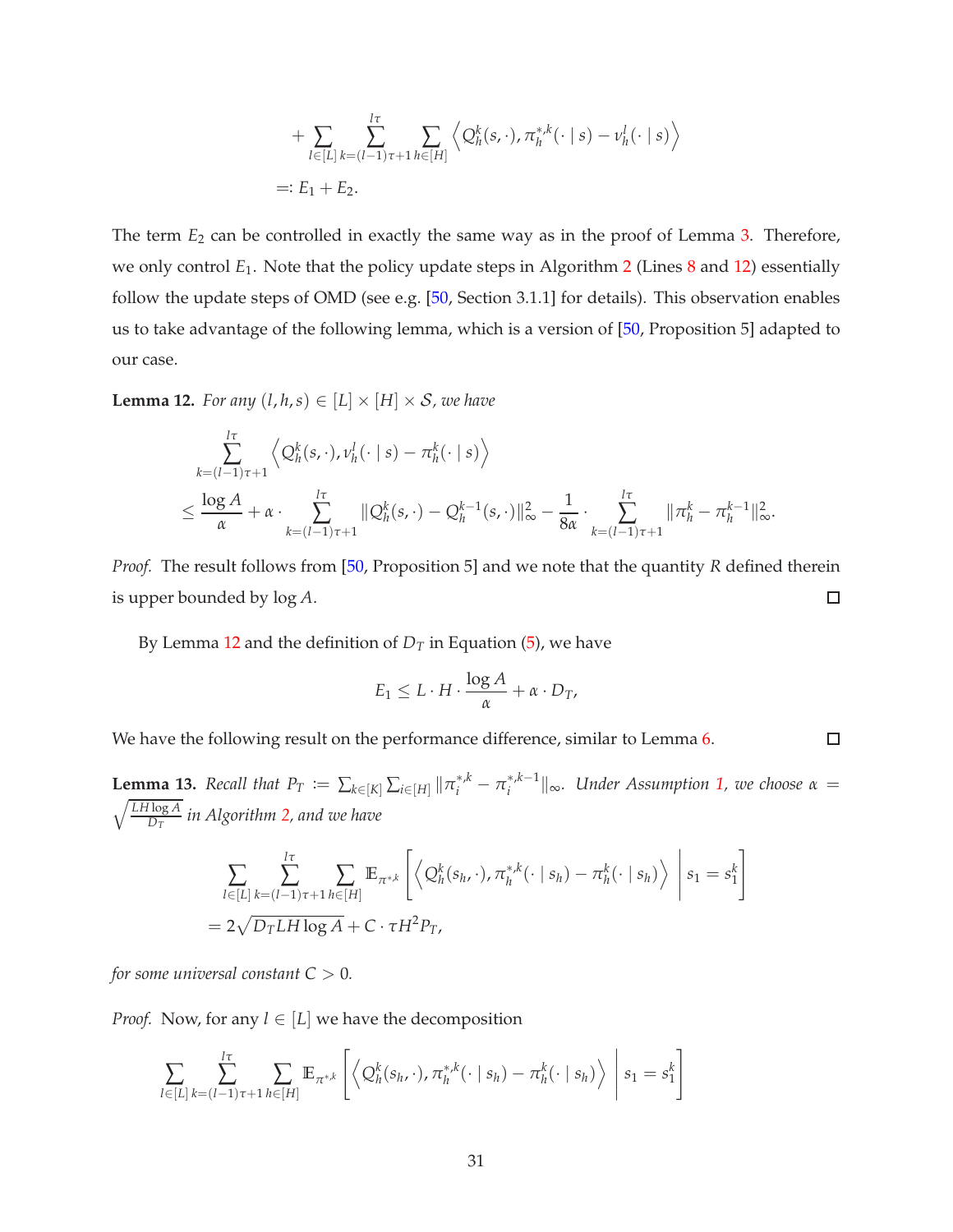$$
\begin{aligned}
&+ \sum_{l\in[L]} \sum_{k=(l-1)\tau+1}^{l\tau} \sum_{h\in[H]} \left\langle Q_h^k(s,\cdot), \pi_h^{*,k}(\cdot \mid s) - \nu_h^l(\cdot \mid s) \right\rangle \\
&=: E_1 + E_2.
\end{aligned}
$$

The term $E_2$ can be controlled in exactly the same way as in the proof of Lemma 3. Therefore, we only control $E_1$. Note that the policy update steps in Algorithm 2 (Lines 8 and 12) essentially follow the update steps of OMD (see e.g. [50, Section 3.1.1] for details). This observation enables us to take advantage of the following lemma, which is a version of [50, Proposition 5] adapted to our case.

**Lemma 12.** *For any $(l, h, s) \in [L] \times [H] \times \mathcal{S}$, we have*

$$
\begin{aligned}
&\sum_{k=(l-1)\tau+1}^{l\tau} \left\langle Q_h^k(s,\cdot), \nu_h^l(\cdot \mid s) - \pi_h^k(\cdot \mid s) \right\rangle \\
&\le \frac{\log A}{\alpha} + \alpha \cdot \sum_{k=(l-1)\tau+1}^{l\tau} \|Q_h^k(s,\cdot) - Q_h^{k-1}(s,\cdot)\|_\infty^2 - \frac{1}{8\alpha} \cdot \sum_{k=(l-1)\tau+1}^{l\tau} \|\pi_h^k - \pi_h^{k-1}\|_\infty^2.
\end{aligned}
$$

*Proof.* The result follows from [50, Proposition 5] and we note that the quantity $R$ defined therein is upper bounded by $\log A$. □

By Lemma 12 and the definition of $D_T$ in Equation (5), we have

$$
E_1 \le L \cdot H \cdot \frac{\log A}{\alpha} + \alpha \cdot D_T,
$$

We have the following result on the performance difference, similar to Lemma 6. □

**Lemma 13.** *Recall that $P_T := \sum_{k\in[K]} \sum_{i\in[H]} \|\pi_i^{*,k} - \pi_i^{*,k-1}\|_\infty$. Under Assumption 1, we choose $\alpha = \sqrt{\frac{LH\log A}{D_T}}$ in Algorithm 2, and we have*

$$
\begin{aligned}
&\sum_{l\in[L]} \sum_{k=(l-1)\tau+1}^{l\tau} \sum_{h\in[H]} \mathbb{E}_{\pi^{*,k}} \left[ \left\langle Q_h^k(s_h,\cdot), \pi_h^{*,k}(\cdot \mid s_h) - \pi_h^k(\cdot \mid s_h) \right\rangle \,\middle|\, s_1 = s_1^k \right] \\
&= 2\sqrt{D_T L H \log A} + C \cdot \tau H^2 P_T,
\end{aligned}
$$

*for some universal constant $C > 0$.*

*Proof.* Now, for any $l \in [L]$ we have the decomposition

$$
\sum_{l\in[L]} \sum_{k=(l-1)\tau+1}^{l\tau} \sum_{h\in[H]} \mathbb{E}_{\pi^{*,k}} \left[ \left\langle Q_h^k(s_h,\cdot), \pi_h^{*,k}(\cdot \mid s_h) - \pi_h^k(\cdot \mid s_h) \right\rangle \,\middle|\, s_1 = s_1^k \right]
$$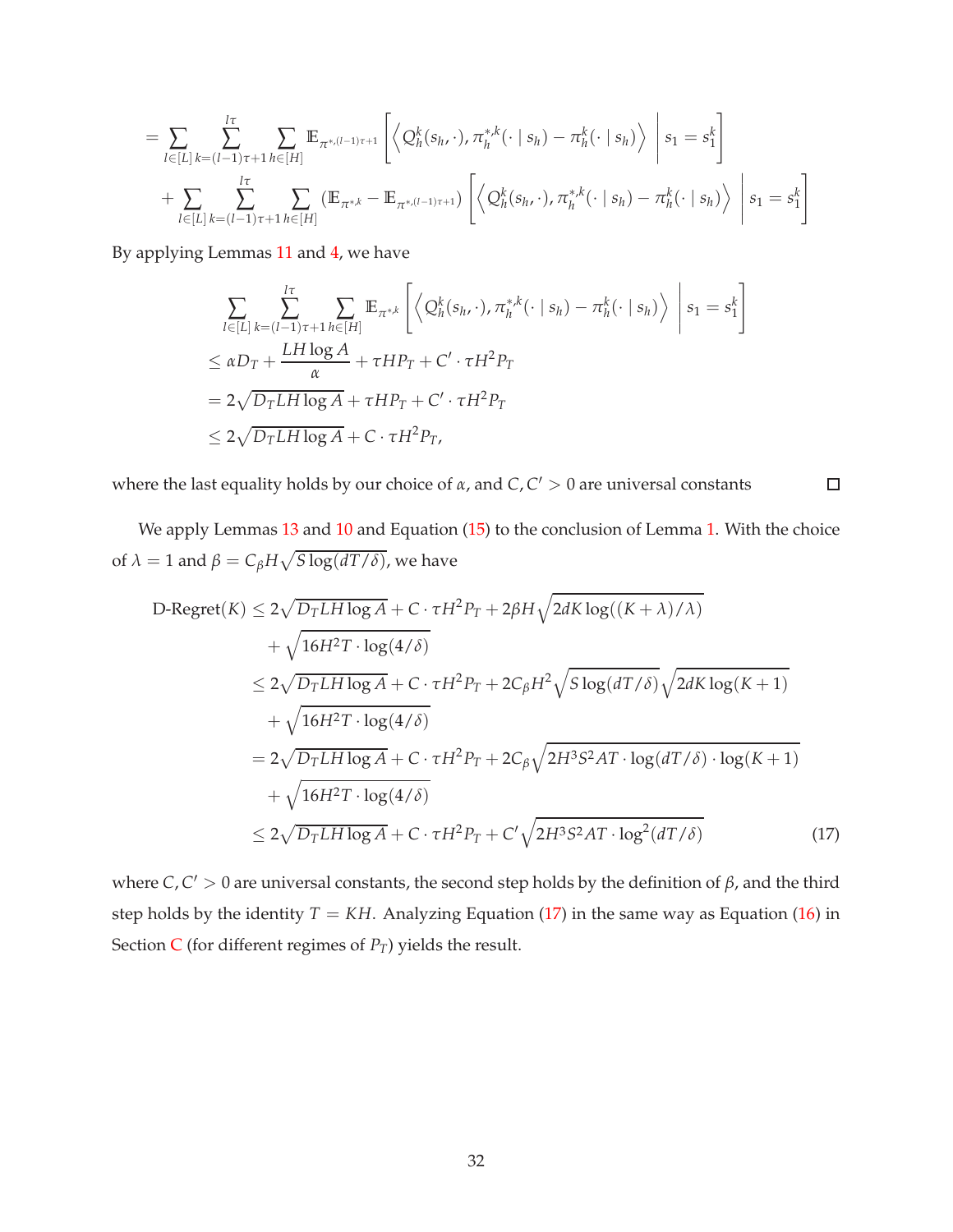$$
= \sum_{l \in [L]} \sum_{k=(l-1)\tau+1}^{l\tau} \sum_{h \in [H]} \mathbb{E}_{\pi^{*,(l-1)\tau+1}} \left[ \left\langle Q_h^k(s_h, \cdot), \pi_h^{*,k}(\cdot \mid s_h) - \pi_h^k(\cdot \mid s_h) \right\rangle \,\middle|\, s_1 = s_1^k \right]
$$

$$
+ \sum_{l \in [L]} \sum_{k=(l-1)\tau+1}^{l\tau} \sum_{h \in [H]} \left( \mathbb{E}_{\pi^{*,k}} - \mathbb{E}_{\pi^{*,(l-1)\tau+1}} \right) \left[ \left\langle Q_h^k(s_h, \cdot), \pi_h^{*,k}(\cdot \mid s_h) - \pi_h^k(\cdot \mid s_h) \right\rangle \,\middle|\, s_1 = s_1^k \right]
$$

By applying Lemmas 11 and 4, we have

$$
\begin{aligned}
&\sum_{l \in [L]} \sum_{k=(l-1)\tau+1}^{l\tau} \sum_{h \in [H]} \mathbb{E}_{\pi^{*,k}} \left[ \left\langle Q_h^k(s_h, \cdot), \pi_h^{*,k}(\cdot \mid s_h) - \pi_h^k(\cdot \mid s_h) \right\rangle \,\middle|\, s_1 = s_1^k \right] \\
&\le \alpha D_T + \frac{LH \log A}{\alpha} + \tau H P_T + C' \cdot \tau H^2 P_T \\
&= 2\sqrt{D_T L H \log A} + \tau H P_T + C' \cdot \tau H^2 P_T \\
&\le 2\sqrt{D_T L H \log A} + C \cdot \tau H^2 P_T,
\end{aligned}
$$

where the last equality holds by our choice of $\alpha$, and $C, C' > 0$ are universal constants □

We apply Lemmas 13 and 10 and Equation (15) to the conclusion of Lemma 1. With the choice of $\lambda = 1$ and $\beta = C_\beta H \sqrt{S \log(dT/\delta)}$, we have

$$
\begin{aligned}
\text{D-Regret}(K) &\le 2\sqrt{D_T L H \log A} + C \cdot \tau H^2 P_T + 2\beta H \sqrt{2dK \log((K+\lambda)/\lambda)} \\
&\quad + \sqrt{16 H^2 T \cdot \log(4/\delta)} \\
&\le 2\sqrt{D_T L H \log A} + C \cdot \tau H^2 P_T + 2 C_\beta H^2 \sqrt{S \log(dT/\delta)} \sqrt{2dK \log(K+1)} \\
&\quad + \sqrt{16 H^2 T \cdot \log(4/\delta)} \\
&= 2\sqrt{D_T L H \log A} + C \cdot \tau H^2 P_T + 2 C_\beta \sqrt{2 H^3 S^2 A T \cdot \log(dT/\delta) \cdot \log(K+1)} \\
&\quad + \sqrt{16 H^2 T \cdot \log(4/\delta)} \\
&\le 2\sqrt{D_T L H \log A} + C \cdot \tau H^2 P_T + C' \sqrt{2 H^3 S^2 A T \cdot \log^2(dT/\delta)} \qquad (17)
\end{aligned}
$$

where $C, C' > 0$ are universal constants, the second step holds by the definition of $\beta$, and the third step holds by the identity $T = KH$. Analyzing Equation (17) in the same way as Equation (16) in Section C (for different regimes of $P_T$) yields the result.